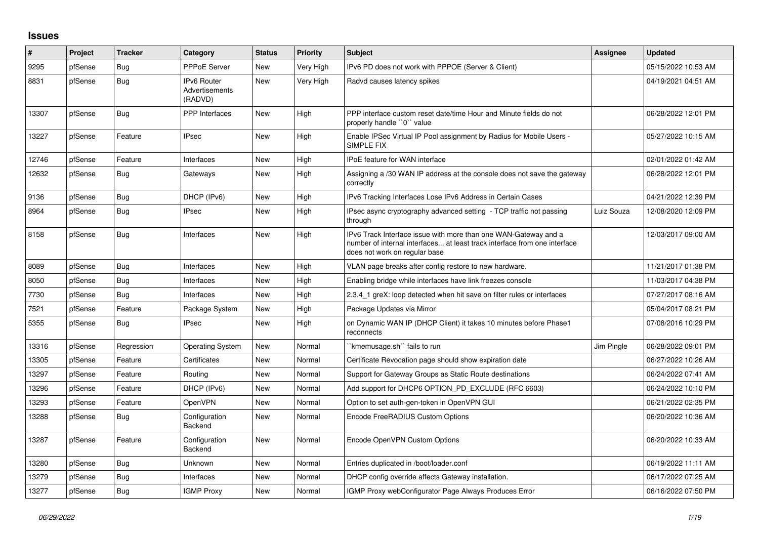# Issues

| # | Project | Tracker | Category | Status | Priority | Subject | Assignee | Updated |
|---|---|---|---|---|---|---|---|---|
| 9295 | pfSense | Bug | PPPoE Server | New | Very High | IPv6 PD does not work with PPPOE (Server & Client) | | 05/15/2022 10:53 AM |
| 8831 | pfSense | Bug | IPv6 Router Advertisements (RADVD) | New | Very High | Radvd causes latency spikes | | 04/19/2021 04:51 AM |
| 13307 | pfSense | Bug | PPP Interfaces | New | High | PPP interface custom reset date/time Hour and Minute fields do not properly handle ``0`` value | | 06/28/2022 12:01 PM |
| 13227 | pfSense | Feature | IPsec | New | High | Enable IPSec Virtual IP Pool assignment by Radius for Mobile Users - SIMPLE FIX | | 05/27/2022 10:15 AM |
| 12746 | pfSense | Feature | Interfaces | New | High | IPoE feature for WAN interface | | 02/01/2022 01:42 AM |
| 12632 | pfSense | Bug | Gateways | New | High | Assigning a /30 WAN IP address at the console does not save the gateway correctly | | 06/28/2022 12:01 PM |
| 9136 | pfSense | Bug | DHCP (IPv6) | New | High | IPv6 Tracking Interfaces Lose IPv6 Address in Certain Cases | | 04/21/2022 12:39 PM |
| 8964 | pfSense | Bug | IPsec | New | High | IPsec async cryptography advanced setting - TCP traffic not passing through | Luiz Souza | 12/08/2020 12:09 PM |
| 8158 | pfSense | Bug | Interfaces | New | High | IPv6 Track Interface issue with more than one WAN-Gateway and a number of internal interfaces... at least track interface from one interface does not work on regular base | | 12/03/2017 09:00 AM |
| 8089 | pfSense | Bug | Interfaces | New | High | VLAN page breaks after config restore to new hardware. | | 11/21/2017 01:38 PM |
| 8050 | pfSense | Bug | Interfaces | New | High | Enabling bridge while interfaces have link freezes console | | 11/03/2017 04:38 PM |
| 7730 | pfSense | Bug | Interfaces | New | High | 2.3.4_1 greX: loop detected when hit save on filter rules or interfaces | | 07/27/2017 08:16 AM |
| 7521 | pfSense | Feature | Package System | New | High | Package Updates via Mirror | | 05/04/2017 08:21 PM |
| 5355 | pfSense | Bug | IPsec | New | High | on Dynamic WAN IP (DHCP Client) it takes 10 minutes before Phase1 reconnects | | 07/08/2016 10:29 PM |
| 13316 | pfSense | Regression | Operating System | New | Normal | ``kmemusage.sh`` fails to run | Jim Pingle | 06/28/2022 09:01 PM |
| 13305 | pfSense | Feature | Certificates | New | Normal | Certificate Revocation page should show expiration date | | 06/27/2022 10:26 AM |
| 13297 | pfSense | Feature | Routing | New | Normal | Support for Gateway Groups as Static Route destinations | | 06/24/2022 07:41 AM |
| 13296 | pfSense | Feature | DHCP (IPv6) | New | Normal | Add support for DHCP6 OPTION_PD_EXCLUDE (RFC 6603) | | 06/24/2022 10:10 PM |
| 13293 | pfSense | Feature | OpenVPN | New | Normal | Option to set auth-gen-token in OpenVPN GUI | | 06/21/2022 02:35 PM |
| 13288 | pfSense | Bug | Configuration Backend | New | Normal | Encode FreeRADIUS Custom Options | | 06/20/2022 10:36 AM |
| 13287 | pfSense | Feature | Configuration Backend | New | Normal | Encode OpenVPN Custom Options | | 06/20/2022 10:33 AM |
| 13280 | pfSense | Bug | Unknown | New | Normal | Entries duplicated in /boot/loader.conf | | 06/19/2022 11:11 AM |
| 13279 | pfSense | Bug | Interfaces | New | Normal | DHCP config override affects Gateway installation. | | 06/17/2022 07:25 AM |
| 13277 | pfSense | Bug | IGMP Proxy | New | Normal | IGMP Proxy webConfigurator Page Always Produces Error | | 06/16/2022 07:50 PM |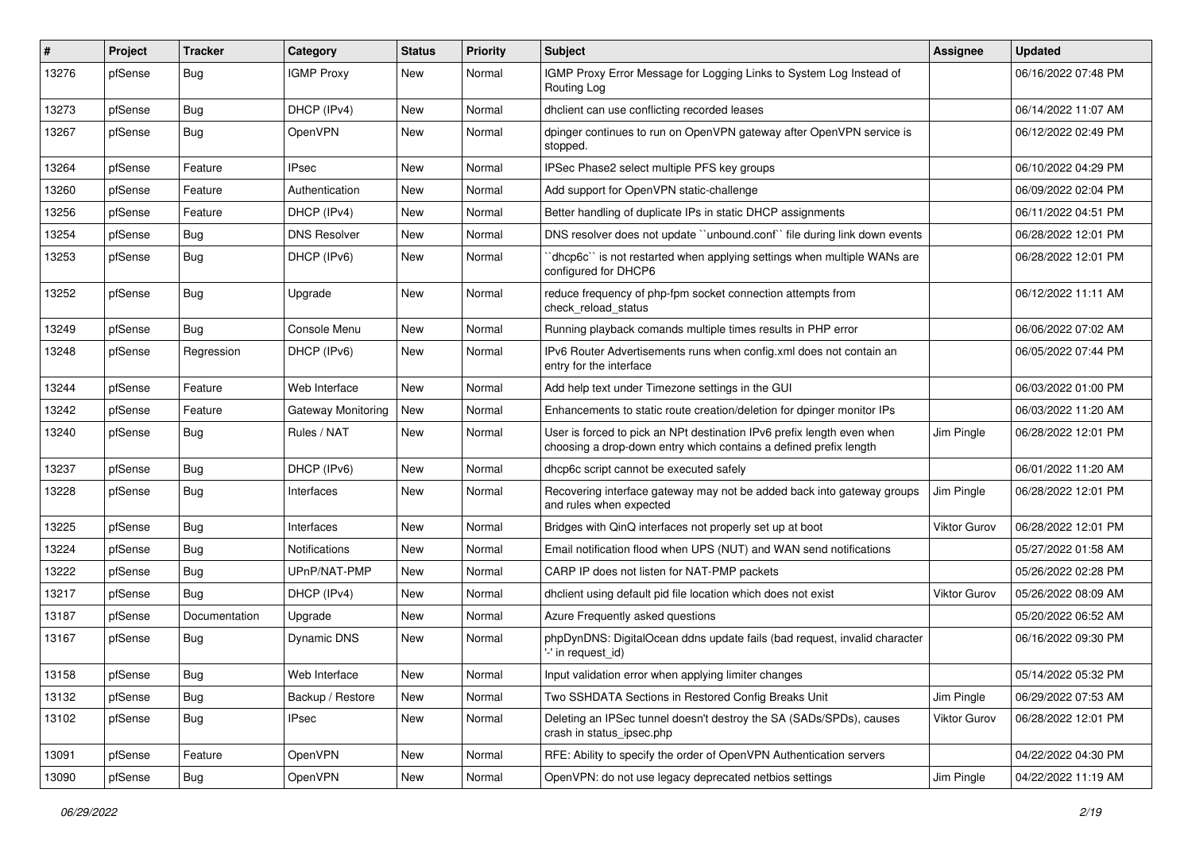| # | Project | Tracker | Category | Status | Priority | Subject | Assignee | Updated |
|---|---|---|---|---|---|---|---|---|
| 13276 | pfSense | Bug | IGMP Proxy | New | Normal | IGMP Proxy Error Message for Logging Links to System Log Instead of Routing Log | | 06/16/2022 07:48 PM |
| 13273 | pfSense | Bug | DHCP (IPv4) | New | Normal | dhclient can use conflicting recorded leases | | 06/14/2022 11:07 AM |
| 13267 | pfSense | Bug | OpenVPN | New | Normal | dpinger continues to run on OpenVPN gateway after OpenVPN service is stopped. | | 06/12/2022 02:49 PM |
| 13264 | pfSense | Feature | IPsec | New | Normal | IPSec Phase2 select multiple PFS key groups | | 06/10/2022 04:29 PM |
| 13260 | pfSense | Feature | Authentication | New | Normal | Add support for OpenVPN static-challenge | | 06/09/2022 02:04 PM |
| 13256 | pfSense | Feature | DHCP (IPv4) | New | Normal | Better handling of duplicate IPs in static DHCP assignments | | 06/11/2022 04:51 PM |
| 13254 | pfSense | Bug | DNS Resolver | New | Normal | DNS resolver does not update ``unbound.conf`` file during link down events | | 06/28/2022 12:01 PM |
| 13253 | pfSense | Bug | DHCP (IPv6) | New | Normal | ``dhcp6c`` is not restarted when applying settings when multiple WANs are configured for DHCP6 | | 06/28/2022 12:01 PM |
| 13252 | pfSense | Bug | Upgrade | New | Normal | reduce frequency of php-fpm socket connection attempts from check_reload_status | | 06/12/2022 11:11 AM |
| 13249 | pfSense | Bug | Console Menu | New | Normal | Running playback comands multiple times results in PHP error | | 06/06/2022 07:02 AM |
| 13248 | pfSense | Regression | DHCP (IPv6) | New | Normal | IPv6 Router Advertisements runs when config.xml does not contain an entry for the interface | | 06/05/2022 07:44 PM |
| 13244 | pfSense | Feature | Web Interface | New | Normal | Add help text under Timezone settings in the GUI | | 06/03/2022 01:00 PM |
| 13242 | pfSense | Feature | Gateway Monitoring | New | Normal | Enhancements to static route creation/deletion for dpinger monitor IPs | | 06/03/2022 11:20 AM |
| 13240 | pfSense | Bug | Rules / NAT | New | Normal | User is forced to pick an NPt destination IPv6 prefix length even when choosing a drop-down entry which contains a defined prefix length | Jim Pingle | 06/28/2022 12:01 PM |
| 13237 | pfSense | Bug | DHCP (IPv6) | New | Normal | dhcp6c script cannot be executed safely | | 06/01/2022 11:20 AM |
| 13228 | pfSense | Bug | Interfaces | New | Normal | Recovering interface gateway may not be added back into gateway groups and rules when expected | Jim Pingle | 06/28/2022 12:01 PM |
| 13225 | pfSense | Bug | Interfaces | New | Normal | Bridges with QinQ interfaces not properly set up at boot | Viktor Gurov | 06/28/2022 12:01 PM |
| 13224 | pfSense | Bug | Notifications | New | Normal | Email notification flood when UPS (NUT) and WAN send notifications | | 05/27/2022 01:58 AM |
| 13222 | pfSense | Bug | UPnP/NAT-PMP | New | Normal | CARP IP does not listen for NAT-PMP packets | | 05/26/2022 02:28 PM |
| 13217 | pfSense | Bug | DHCP (IPv4) | New | Normal | dhclient using default pid file location which does not exist | Viktor Gurov | 05/26/2022 08:09 AM |
| 13187 | pfSense | Documentation | Upgrade | New | Normal | Azure Frequently asked questions | | 05/20/2022 06:52 AM |
| 13167 | pfSense | Bug | Dynamic DNS | New | Normal | phpDynDNS: DigitalOcean ddns update fails (bad request, invalid character '-' in request_id) | | 06/16/2022 09:30 PM |
| 13158 | pfSense | Bug | Web Interface | New | Normal | Input validation error when applying limiter changes | | 05/14/2022 05:32 PM |
| 13132 | pfSense | Bug | Backup / Restore | New | Normal | Two SSHDATA Sections in Restored Config Breaks Unit | Jim Pingle | 06/29/2022 07:53 AM |
| 13102 | pfSense | Bug | IPsec | New | Normal | Deleting an IPSec tunnel doesn't destroy the SA (SADs/SPDs), causes crash in status_ipsec.php | Viktor Gurov | 06/28/2022 12:01 PM |
| 13091 | pfSense | Feature | OpenVPN | New | Normal | RFE: Ability to specify the order of OpenVPN Authentication servers | | 04/22/2022 04:30 PM |
| 13090 | pfSense | Bug | OpenVPN | New | Normal | OpenVPN: do not use legacy deprecated netbios settings | Jim Pingle | 04/22/2022 11:19 AM |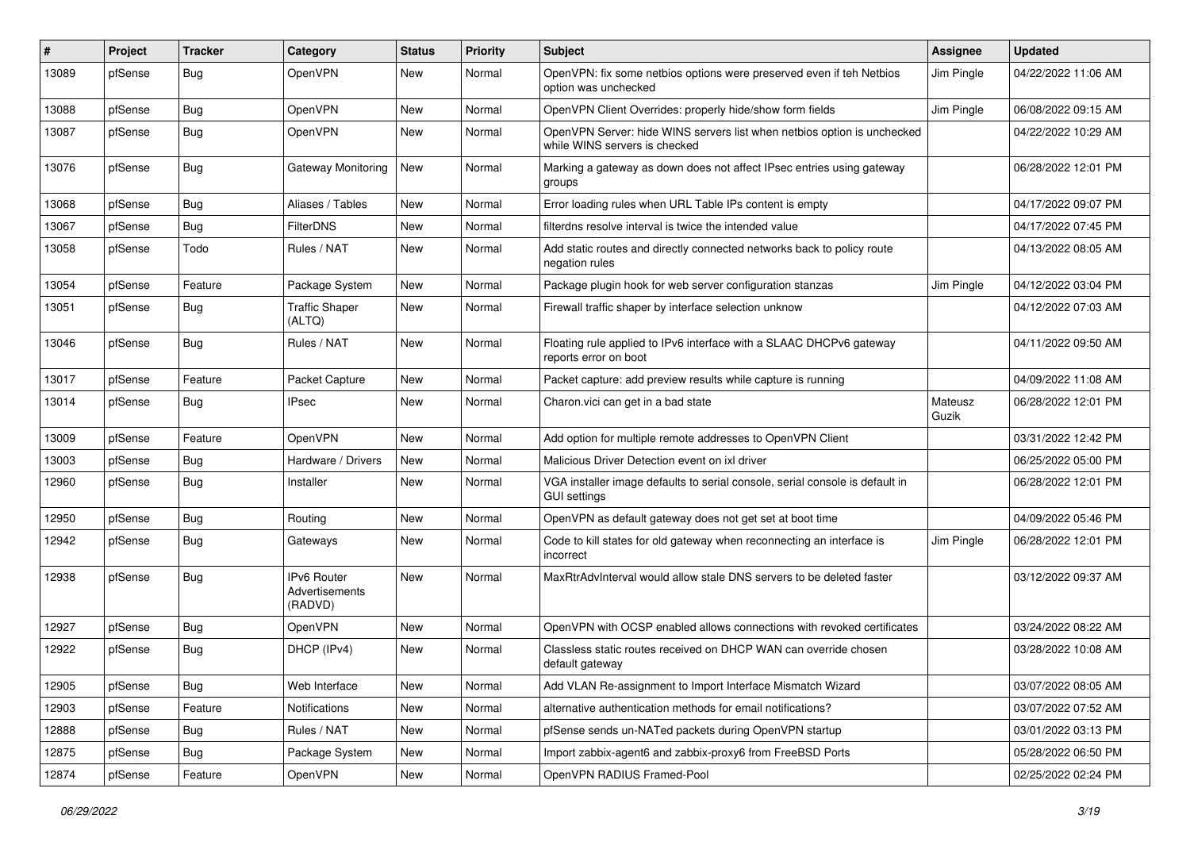| # | Project | Tracker | Category | Status | Priority | Subject | Assignee | Updated |
|---|---|---|---|---|---|---|---|---|
| 13089 | pfSense | Bug | OpenVPN | New | Normal | OpenVPN: fix some netbios options were preserved even if teh Netbios option was unchecked | Jim Pingle | 04/22/2022 11:06 AM |
| 13088 | pfSense | Bug | OpenVPN | New | Normal | OpenVPN Client Overrides: properly hide/show form fields | Jim Pingle | 06/08/2022 09:15 AM |
| 13087 | pfSense | Bug | OpenVPN | New | Normal | OpenVPN Server: hide WINS servers list when netbios option is unchecked while WINS servers is checked | | 04/22/2022 10:29 AM |
| 13076 | pfSense | Bug | Gateway Monitoring | New | Normal | Marking a gateway as down does not affect IPsec entries using gateway groups | | 06/28/2022 12:01 PM |
| 13068 | pfSense | Bug | Aliases / Tables | New | Normal | Error loading rules when URL Table IPs content is empty | | 04/17/2022 09:07 PM |
| 13067 | pfSense | Bug | FilterDNS | New | Normal | filterdns resolve interval is twice the intended value | | 04/17/2022 07:45 PM |
| 13058 | pfSense | Todo | Rules / NAT | New | Normal | Add static routes and directly connected networks back to policy route negation rules | | 04/13/2022 08:05 AM |
| 13054 | pfSense | Feature | Package System | New | Normal | Package plugin hook for web server configuration stanzas | Jim Pingle | 04/12/2022 03:04 PM |
| 13051 | pfSense | Bug | Traffic Shaper (ALTQ) | New | Normal | Firewall traffic shaper by interface selection unknow | | 04/12/2022 07:03 AM |
| 13046 | pfSense | Bug | Rules / NAT | New | Normal | Floating rule applied to IPv6 interface with a SLAAC DHCPv6 gateway reports error on boot | | 04/11/2022 09:50 AM |
| 13017 | pfSense | Feature | Packet Capture | New | Normal | Packet capture: add preview results while capture is running | | 04/09/2022 11:08 AM |
| 13014 | pfSense | Bug | IPsec | New | Normal | Charon.vici can get in a bad state | Mateusz Guzik | 06/28/2022 12:01 PM |
| 13009 | pfSense | Feature | OpenVPN | New | Normal | Add option for multiple remote addresses to OpenVPN Client | | 03/31/2022 12:42 PM |
| 13003 | pfSense | Bug | Hardware / Drivers | New | Normal | Malicious Driver Detection event on ixl driver | | 06/25/2022 05:00 PM |
| 12960 | pfSense | Bug | Installer | New | Normal | VGA installer image defaults to serial console, serial console is default in GUI settings | | 06/28/2022 12:01 PM |
| 12950 | pfSense | Bug | Routing | New | Normal | OpenVPN as default gateway does not get set at boot time | | 04/09/2022 05:46 PM |
| 12942 | pfSense | Bug | Gateways | New | Normal | Code to kill states for old gateway when reconnecting an interface is incorrect | Jim Pingle | 06/28/2022 12:01 PM |
| 12938 | pfSense | Bug | IPv6 Router Advertisements (RADVD) | New | Normal | MaxRtrAdvInterval would allow stale DNS servers to be deleted faster | | 03/12/2022 09:37 AM |
| 12927 | pfSense | Bug | OpenVPN | New | Normal | OpenVPN with OCSP enabled allows connections with revoked certificates | | 03/24/2022 08:22 AM |
| 12922 | pfSense | Bug | DHCP (IPv4) | New | Normal | Classless static routes received on DHCP WAN can override chosen default gateway | | 03/28/2022 10:08 AM |
| 12905 | pfSense | Bug | Web Interface | New | Normal | Add VLAN Re-assignment to Import Interface Mismatch Wizard | | 03/07/2022 08:05 AM |
| 12903 | pfSense | Feature | Notifications | New | Normal | alternative authentication methods for email notifications? | | 03/07/2022 07:52 AM |
| 12888 | pfSense | Bug | Rules / NAT | New | Normal | pfSense sends un-NATed packets during OpenVPN startup | | 03/01/2022 03:13 PM |
| 12875 | pfSense | Bug | Package System | New | Normal | Import zabbix-agent6 and zabbix-proxy6 from FreeBSD Ports | | 05/28/2022 06:50 PM |
| 12874 | pfSense | Feature | OpenVPN | New | Normal | OpenVPN RADIUS Framed-Pool | | 02/25/2022 02:24 PM |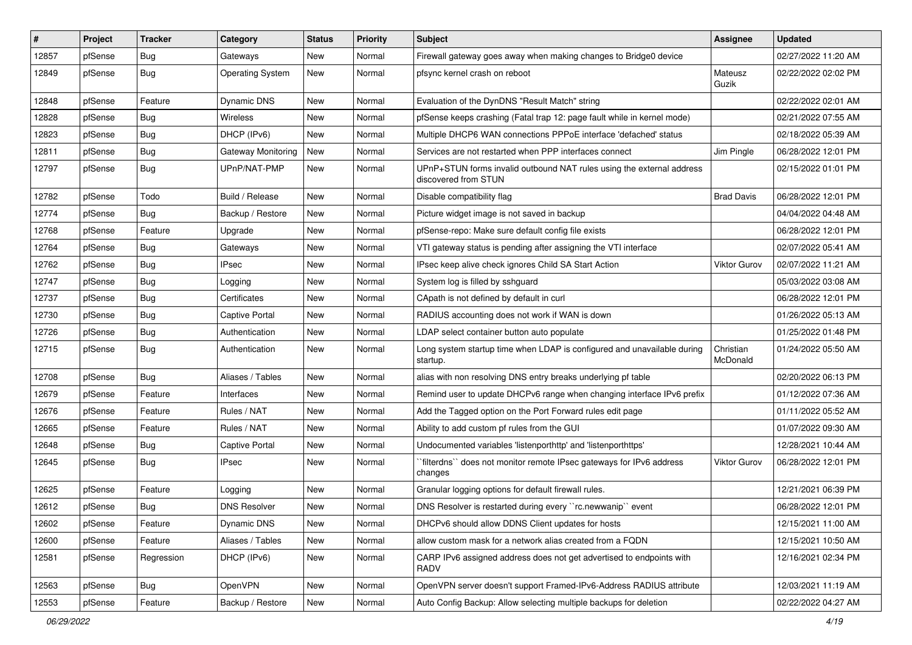| # | Project | Tracker | Category | Status | Priority | Subject | Assignee | Updated |
|---|---|---|---|---|---|---|---|---|
| 12857 | pfSense | Bug | Gateways | New | Normal | Firewall gateway goes away when making changes to Bridge0 device | | 02/27/2022 11:20 AM |
| 12849 | pfSense | Bug | Operating System | New | Normal | pfsync kernel crash on reboot | Mateusz Guzik | 02/22/2022 02:02 PM |
| 12848 | pfSense | Feature | Dynamic DNS | New | Normal | Evaluation of the DynDNS "Result Match" string | | 02/22/2022 02:01 AM |
| 12828 | pfSense | Bug | Wireless | New | Normal | pfSense keeps crashing (Fatal trap 12: page fault while in kernel mode) | | 02/21/2022 07:55 AM |
| 12823 | pfSense | Bug | DHCP (IPv6) | New | Normal | Multiple DHCP6 WAN connections PPPoE interface 'defached' status | | 02/18/2022 05:39 AM |
| 12811 | pfSense | Bug | Gateway Monitoring | New | Normal | Services are not restarted when PPP interfaces connect | Jim Pingle | 06/28/2022 12:01 PM |
| 12797 | pfSense | Bug | UPnP/NAT-PMP | New | Normal | UPnP+STUN forms invalid outbound NAT rules using the external address discovered from STUN | | 02/15/2022 01:01 PM |
| 12782 | pfSense | Todo | Build / Release | New | Normal | Disable compatibility flag | Brad Davis | 06/28/2022 12:01 PM |
| 12774 | pfSense | Bug | Backup / Restore | New | Normal | Picture widget image is not saved in backup | | 04/04/2022 04:48 AM |
| 12768 | pfSense | Feature | Upgrade | New | Normal | pfSense-repo: Make sure default config file exists | | 06/28/2022 12:01 PM |
| 12764 | pfSense | Bug | Gateways | New | Normal | VTI gateway status is pending after assigning the VTI interface | | 02/07/2022 05:41 AM |
| 12762 | pfSense | Bug | IPsec | New | Normal | IPsec keep alive check ignores Child SA Start Action | Viktor Gurov | 02/07/2022 11:21 AM |
| 12747 | pfSense | Bug | Logging | New | Normal | System log is filled by sshguard | | 05/03/2022 03:08 AM |
| 12737 | pfSense | Bug | Certificates | New | Normal | CApath is not defined by default in curl | | 06/28/2022 12:01 PM |
| 12730 | pfSense | Bug | Captive Portal | New | Normal | RADIUS accounting does not work if WAN is down | | 01/26/2022 05:13 AM |
| 12726 | pfSense | Bug | Authentication | New | Normal | LDAP select container button auto populate | | 01/25/2022 01:48 PM |
| 12715 | pfSense | Bug | Authentication | New | Normal | Long system startup time when LDAP is configured and unavailable during startup. | Christian McDonald | 01/24/2022 05:50 AM |
| 12708 | pfSense | Bug | Aliases / Tables | New | Normal | alias with non resolving DNS entry breaks underlying pf table | | 02/20/2022 06:13 PM |
| 12679 | pfSense | Feature | Interfaces | New | Normal | Remind user to update DHCPv6 range when changing interface IPv6 prefix | | 01/12/2022 07:36 AM |
| 12676 | pfSense | Feature | Rules / NAT | New | Normal | Add the Tagged option on the Port Forward rules edit page | | 01/11/2022 05:52 AM |
| 12665 | pfSense | Feature | Rules / NAT | New | Normal | Ability to add custom pf rules from the GUI | | 01/07/2022 09:30 AM |
| 12648 | pfSense | Bug | Captive Portal | New | Normal | Undocumented variables 'listenporthttp' and 'listenporthttps' | | 12/28/2021 10:44 AM |
| 12645 | pfSense | Bug | IPsec | New | Normal | ``filterdns`` does not monitor remote IPsec gateways for IPv6 address changes | Viktor Gurov | 06/28/2022 12:01 PM |
| 12625 | pfSense | Feature | Logging | New | Normal | Granular logging options for default firewall rules. | | 12/21/2021 06:39 PM |
| 12612 | pfSense | Bug | DNS Resolver | New | Normal | DNS Resolver is restarted during every ``rc.newwanip`` event | | 06/28/2022 12:01 PM |
| 12602 | pfSense | Feature | Dynamic DNS | New | Normal | DHCPv6 should allow DDNS Client updates for hosts | | 12/15/2021 11:00 AM |
| 12600 | pfSense | Feature | Aliases / Tables | New | Normal | allow custom mask for a network alias created from a FQDN | | 12/15/2021 10:50 AM |
| 12581 | pfSense | Regression | DHCP (IPv6) | New | Normal | CARP IPv6 assigned address does not get advertised to endpoints with RADV | | 12/16/2021 02:34 PM |
| 12563 | pfSense | Bug | OpenVPN | New | Normal | OpenVPN server doesn't support Framed-IPv6-Address RADIUS attribute | | 12/03/2021 11:19 AM |
| 12553 | pfSense | Feature | Backup / Restore | New | Normal | Auto Config Backup: Allow selecting multiple backups for deletion | | 02/22/2022 04:27 AM |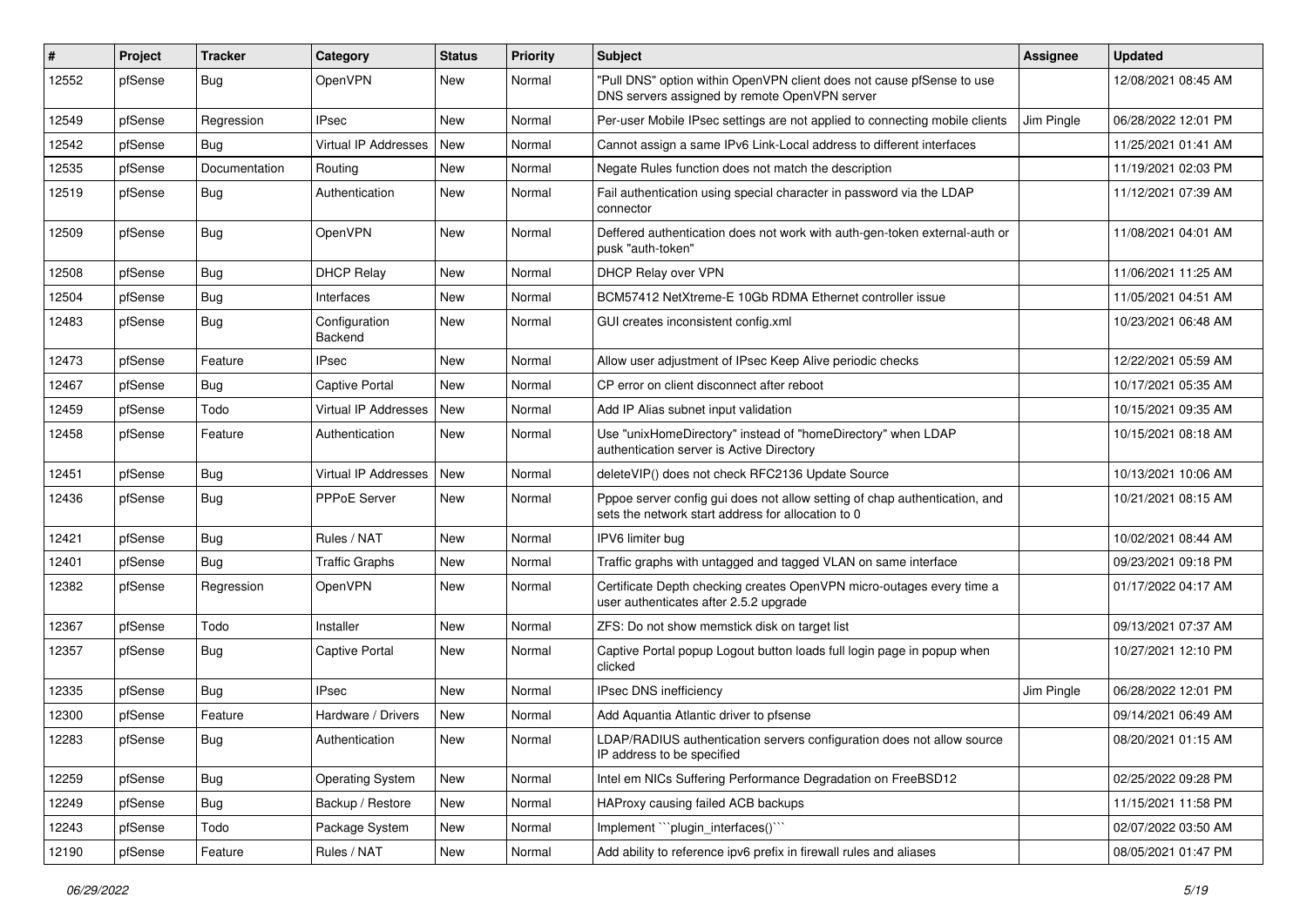| # | Project | Tracker | Category | Status | Priority | Subject | Assignee | Updated |
|---|---|---|---|---|---|---|---|---|
| 12552 | pfSense | Bug | OpenVPN | New | Normal | "Pull DNS" option within OpenVPN client does not cause pfSense to use DNS servers assigned by remote OpenVPN server | | 12/08/2021 08:45 AM |
| 12549 | pfSense | Regression | IPsec | New | Normal | Per-user Mobile IPsec settings are not applied to connecting mobile clients | Jim Pingle | 06/28/2022 12:01 PM |
| 12542 | pfSense | Bug | Virtual IP Addresses | New | Normal | Cannot assign a same IPv6 Link-Local address to different interfaces | | 11/25/2021 01:41 AM |
| 12535 | pfSense | Documentation | Routing | New | Normal | Negate Rules function does not match the description | | 11/19/2021 02:03 PM |
| 12519 | pfSense | Bug | Authentication | New | Normal | Fail authentication using special character in password via the LDAP connector | | 11/12/2021 07:39 AM |
| 12509 | pfSense | Bug | OpenVPN | New | Normal | Deffered authentication does not work with auth-gen-token external-auth or pusk "auth-token" | | 11/08/2021 04:01 AM |
| 12508 | pfSense | Bug | DHCP Relay | New | Normal | DHCP Relay over VPN | | 11/06/2021 11:25 AM |
| 12504 | pfSense | Bug | Interfaces | New | Normal | BCM57412 NetXtreme-E 10Gb RDMA Ethernet controller issue | | 11/05/2021 04:51 AM |
| 12483 | pfSense | Bug | Configuration Backend | New | Normal | GUI creates inconsistent config.xml | | 10/23/2021 06:48 AM |
| 12473 | pfSense | Feature | IPsec | New | Normal | Allow user adjustment of IPsec Keep Alive periodic checks | | 12/22/2021 05:59 AM |
| 12467 | pfSense | Bug | Captive Portal | New | Normal | CP error on client disconnect after reboot | | 10/17/2021 05:35 AM |
| 12459 | pfSense | Todo | Virtual IP Addresses | New | Normal | Add IP Alias subnet input validation | | 10/15/2021 09:35 AM |
| 12458 | pfSense | Feature | Authentication | New | Normal | Use "unixHomeDirectory" instead of "homeDirectory" when LDAP authentication server is Active Directory | | 10/15/2021 08:18 AM |
| 12451 | pfSense | Bug | Virtual IP Addresses | New | Normal | deleteVIP() does not check RFC2136 Update Source | | 10/13/2021 10:06 AM |
| 12436 | pfSense | Bug | PPPoE Server | New | Normal | Pppoe server config gui does not allow setting of chap authentication, and sets the network start address for allocation to 0 | | 10/21/2021 08:15 AM |
| 12421 | pfSense | Bug | Rules / NAT | New | Normal | IPV6 limiter bug | | 10/02/2021 08:44 AM |
| 12401 | pfSense | Bug | Traffic Graphs | New | Normal | Traffic graphs with untagged and tagged VLAN on same interface | | 09/23/2021 09:18 PM |
| 12382 | pfSense | Regression | OpenVPN | New | Normal | Certificate Depth checking creates OpenVPN micro-outages every time a user authenticates after 2.5.2 upgrade | | 01/17/2022 04:17 AM |
| 12367 | pfSense | Todo | Installer | New | Normal | ZFS: Do not show memstick disk on target list | | 09/13/2021 07:37 AM |
| 12357 | pfSense | Bug | Captive Portal | New | Normal | Captive Portal popup Logout button loads full login page in popup when clicked | | 10/27/2021 12:10 PM |
| 12335 | pfSense | Bug | IPsec | New | Normal | IPsec DNS inefficiency | Jim Pingle | 06/28/2022 12:01 PM |
| 12300 | pfSense | Feature | Hardware / Drivers | New | Normal | Add Aquantia Atlantic driver to pfsense | | 09/14/2021 06:49 AM |
| 12283 | pfSense | Bug | Authentication | New | Normal | LDAP/RADIUS authentication servers configuration does not allow source IP address to be specified | | 08/20/2021 01:15 AM |
| 12259 | pfSense | Bug | Operating System | New | Normal | Intel em NICs Suffering Performance Degradation on FreeBSD12 | | 02/25/2022 09:28 PM |
| 12249 | pfSense | Bug | Backup / Restore | New | Normal | HAProxy causing failed ACB backups | | 11/15/2021 11:58 PM |
| 12243 | pfSense | Todo | Package System | New | Normal | Implement ```plugin_interfaces()``` | | 02/07/2022 03:50 AM |
| 12190 | pfSense | Feature | Rules / NAT | New | Normal | Add ability to reference ipv6 prefix in firewall rules and aliases | | 08/05/2021 01:47 PM |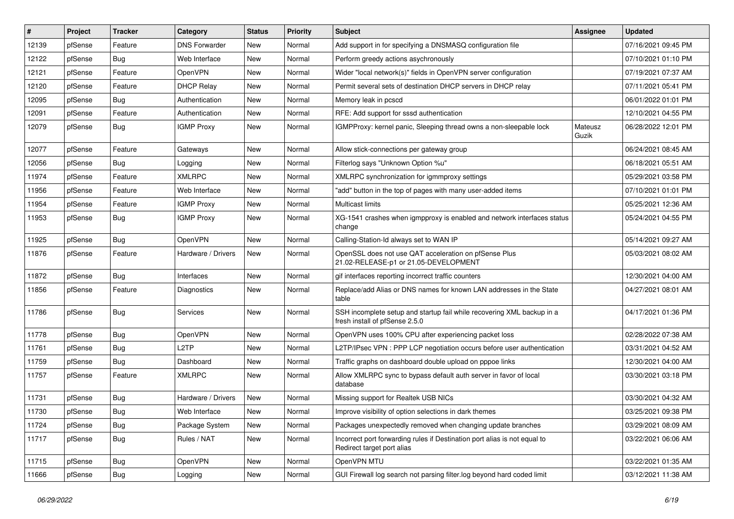| # | Project | Tracker | Category | Status | Priority | Subject | Assignee | Updated |
|---|---|---|---|---|---|---|---|---|
| 12139 | pfSense | Feature | DNS Forwarder | New | Normal | Add support in for specifying a DNSMASQ configuration file | | 07/16/2021 09:45 PM |
| 12122 | pfSense | Bug | Web Interface | New | Normal | Perform greedy actions asychronously | | 07/10/2021 01:10 PM |
| 12121 | pfSense | Feature | OpenVPN | New | Normal | Wider "local network(s)" fields in OpenVPN server configuration | | 07/19/2021 07:37 AM |
| 12120 | pfSense | Feature | DHCP Relay | New | Normal | Permit several sets of destination DHCP servers in DHCP relay | | 07/11/2021 05:41 PM |
| 12095 | pfSense | Bug | Authentication | New | Normal | Memory leak in pcscd | | 06/01/2022 01:01 PM |
| 12091 | pfSense | Feature | Authentication | New | Normal | RFE: Add support for sssd authentication | | 12/10/2021 04:55 PM |
| 12079 | pfSense | Bug | IGMP Proxy | New | Normal | IGMPProxy: kernel panic, Sleeping thread owns a non-sleepable lock | Mateusz Guzik | 06/28/2022 12:01 PM |
| 12077 | pfSense | Feature | Gateways | New | Normal | Allow stick-connections per gateway group | | 06/24/2021 08:45 AM |
| 12056 | pfSense | Bug | Logging | New | Normal | Filterlog says "Unknown Option %u" | | 06/18/2021 05:51 AM |
| 11974 | pfSense | Feature | XMLRPC | New | Normal | XMLRPC synchronization for igmmproxy settings | | 05/29/2021 03:58 PM |
| 11956 | pfSense | Feature | Web Interface | New | Normal | "add" button in the top of pages with many user-added items | | 07/10/2021 01:01 PM |
| 11954 | pfSense | Feature | IGMP Proxy | New | Normal | Multicast limits | | 05/25/2021 12:36 AM |
| 11953 | pfSense | Bug | IGMP Proxy | New | Normal | XG-1541 crashes when igmpproxy is enabled and network interfaces status change | | 05/24/2021 04:55 PM |
| 11925 | pfSense | Bug | OpenVPN | New | Normal | Calling-Station-Id always set to WAN IP | | 05/14/2021 09:27 AM |
| 11876 | pfSense | Feature | Hardware / Drivers | New | Normal | OpenSSL does not use QAT acceleration on pfSense Plus 21.02-RELEASE-p1 or 21.05-DEVELOPMENT | | 05/03/2021 08:02 AM |
| 11872 | pfSense | Bug | Interfaces | New | Normal | gif interfaces reporting incorrect traffic counters | | 12/30/2021 04:00 AM |
| 11856 | pfSense | Feature | Diagnostics | New | Normal | Replace/add Alias or DNS names for known LAN addresses in the State table | | 04/27/2021 08:01 AM |
| 11786 | pfSense | Bug | Services | New | Normal | SSH incomplete setup and startup fail while recovering XML backup in a fresh install of pfSense 2.5.0 | | 04/17/2021 01:36 PM |
| 11778 | pfSense | Bug | OpenVPN | New | Normal | OpenVPN uses 100% CPU after experiencing packet loss | | 02/28/2022 07:38 AM |
| 11761 | pfSense | Bug | L2TP | New | Normal | L2TP/IPsec VPN : PPP LCP negotiation occurs before user authentication | | 03/31/2021 04:52 AM |
| 11759 | pfSense | Bug | Dashboard | New | Normal | Traffic graphs on dashboard double upload on pppoe links | | 12/30/2021 04:00 AM |
| 11757 | pfSense | Feature | XMLRPC | New | Normal | Allow XMLRPC sync to bypass default auth server in favor of local database | | 03/30/2021 03:18 PM |
| 11731 | pfSense | Bug | Hardware / Drivers | New | Normal | Missing support for Realtek USB NICs | | 03/30/2021 04:32 AM |
| 11730 | pfSense | Bug | Web Interface | New | Normal | Improve visibility of option selections in dark themes | | 03/25/2021 09:38 PM |
| 11724 | pfSense | Bug | Package System | New | Normal | Packages unexpectedly removed when changing update branches | | 03/29/2021 08:09 AM |
| 11717 | pfSense | Bug | Rules / NAT | New | Normal | Incorrect port forwarding rules if Destination port alias is not equal to Redirect target port alias | | 03/22/2021 06:06 AM |
| 11715 | pfSense | Bug | OpenVPN | New | Normal | OpenVPN MTU | | 03/22/2021 01:35 AM |
| 11666 | pfSense | Bug | Logging | New | Normal | GUI Firewall log search not parsing filter.log beyond hard coded limit | | 03/12/2021 11:38 AM |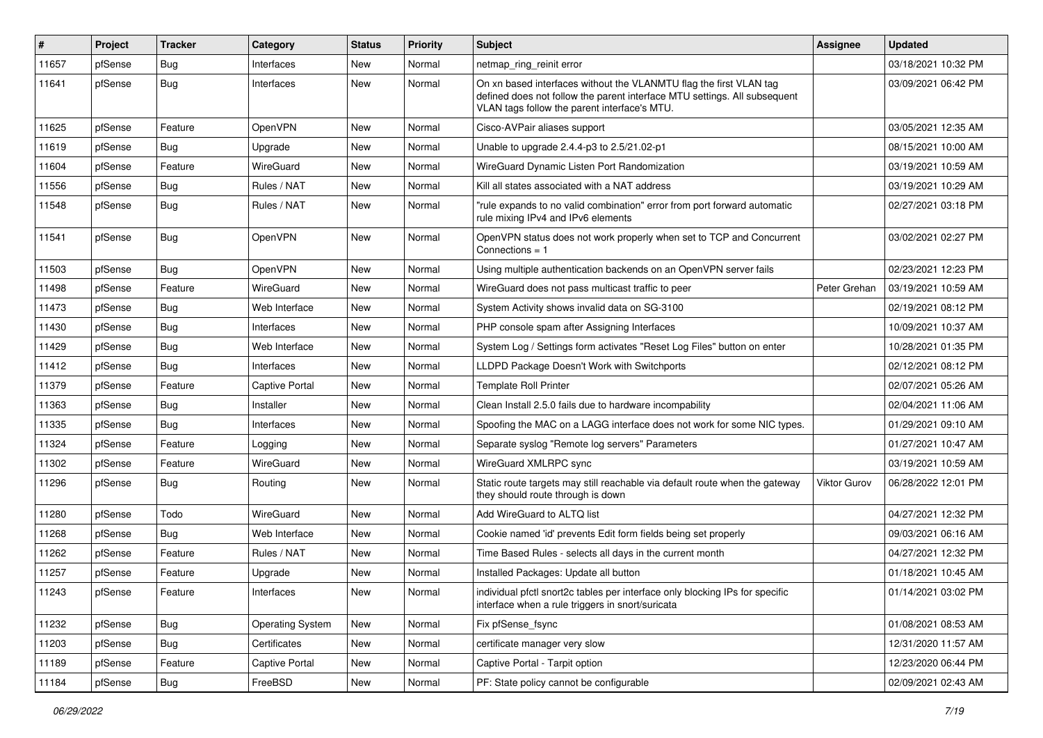| # | Project | Tracker | Category | Status | Priority | Subject | Assignee | Updated |
|---|---|---|---|---|---|---|---|---|
| 11657 | pfSense | Bug | Interfaces | New | Normal | netmap_ring_reinit error | | 03/18/2021 10:32 PM |
| 11641 | pfSense | Bug | Interfaces | New | Normal | On xn based interfaces without the VLANMTU flag the first VLAN tag defined does not follow the parent interface MTU settings. All subsequent VLAN tags follow the parent interface's MTU. | | 03/09/2021 06:42 PM |
| 11625 | pfSense | Feature | OpenVPN | New | Normal | Cisco-AVPair aliases support | | 03/05/2021 12:35 AM |
| 11619 | pfSense | Bug | Upgrade | New | Normal | Unable to upgrade 2.4.4-p3 to 2.5/21.02-p1 | | 08/15/2021 10:00 AM |
| 11604 | pfSense | Feature | WireGuard | New | Normal | WireGuard Dynamic Listen Port Randomization | | 03/19/2021 10:59 AM |
| 11556 | pfSense | Bug | Rules / NAT | New | Normal | Kill all states associated with a NAT address | | 03/19/2021 10:29 AM |
| 11548 | pfSense | Bug | Rules / NAT | New | Normal | "rule expands to no valid combination" error from port forward automatic rule mixing IPv4 and IPv6 elements | | 02/27/2021 03:18 PM |
| 11541 | pfSense | Bug | OpenVPN | New | Normal | OpenVPN status does not work properly when set to TCP and Concurrent Connections = 1 | | 03/02/2021 02:27 PM |
| 11503 | pfSense | Bug | OpenVPN | New | Normal | Using multiple authentication backends on an OpenVPN server fails | | 02/23/2021 12:23 PM |
| 11498 | pfSense | Feature | WireGuard | New | Normal | WireGuard does not pass multicast traffic to peer | Peter Grehan | 03/19/2021 10:59 AM |
| 11473 | pfSense | Bug | Web Interface | New | Normal | System Activity shows invalid data on SG-3100 | | 02/19/2021 08:12 PM |
| 11430 | pfSense | Bug | Interfaces | New | Normal | PHP console spam after Assigning Interfaces | | 10/09/2021 10:37 AM |
| 11429 | pfSense | Bug | Web Interface | New | Normal | System Log / Settings form activates "Reset Log Files" button on enter | | 10/28/2021 01:35 PM |
| 11412 | pfSense | Bug | Interfaces | New | Normal | LLDPD Package Doesn't Work with Switchports | | 02/12/2021 08:12 PM |
| 11379 | pfSense | Feature | Captive Portal | New | Normal | Template Roll Printer | | 02/07/2021 05:26 AM |
| 11363 | pfSense | Bug | Installer | New | Normal | Clean Install 2.5.0 fails due to hardware incompability | | 02/04/2021 11:06 AM |
| 11335 | pfSense | Bug | Interfaces | New | Normal | Spoofing the MAC on a LAGG interface does not work for some NIC types. | | 01/29/2021 09:10 AM |
| 11324 | pfSense | Feature | Logging | New | Normal | Separate syslog "Remote log servers" Parameters | | 01/27/2021 10:47 AM |
| 11302 | pfSense | Feature | WireGuard | New | Normal | WireGuard XMLRPC sync | | 03/19/2021 10:59 AM |
| 11296 | pfSense | Bug | Routing | New | Normal | Static route targets may still reachable via default route when the gateway they should route through is down | Viktor Gurov | 06/28/2022 12:01 PM |
| 11280 | pfSense | Todo | WireGuard | New | Normal | Add WireGuard to ALTQ list | | 04/27/2021 12:32 PM |
| 11268 | pfSense | Bug | Web Interface | New | Normal | Cookie named 'id' prevents Edit form fields being set properly | | 09/03/2021 06:16 AM |
| 11262 | pfSense | Feature | Rules / NAT | New | Normal | Time Based Rules - selects all days in the current month | | 04/27/2021 12:32 PM |
| 11257 | pfSense | Feature | Upgrade | New | Normal | Installed Packages: Update all button | | 01/18/2021 10:45 AM |
| 11243 | pfSense | Feature | Interfaces | New | Normal | individual pfctl snort2c tables per interface only blocking IPs for specific interface when a rule triggers in snort/suricata | | 01/14/2021 03:02 PM |
| 11232 | pfSense | Bug | Operating System | New | Normal | Fix pfSense_fsync | | 01/08/2021 08:53 AM |
| 11203 | pfSense | Bug | Certificates | New | Normal | certificate manager very slow | | 12/31/2020 11:57 AM |
| 11189 | pfSense | Feature | Captive Portal | New | Normal | Captive Portal - Tarpit option | | 12/23/2020 06:44 PM |
| 11184 | pfSense | Bug | FreeBSD | New | Normal | PF: State policy cannot be configurable | | 02/09/2021 02:43 AM |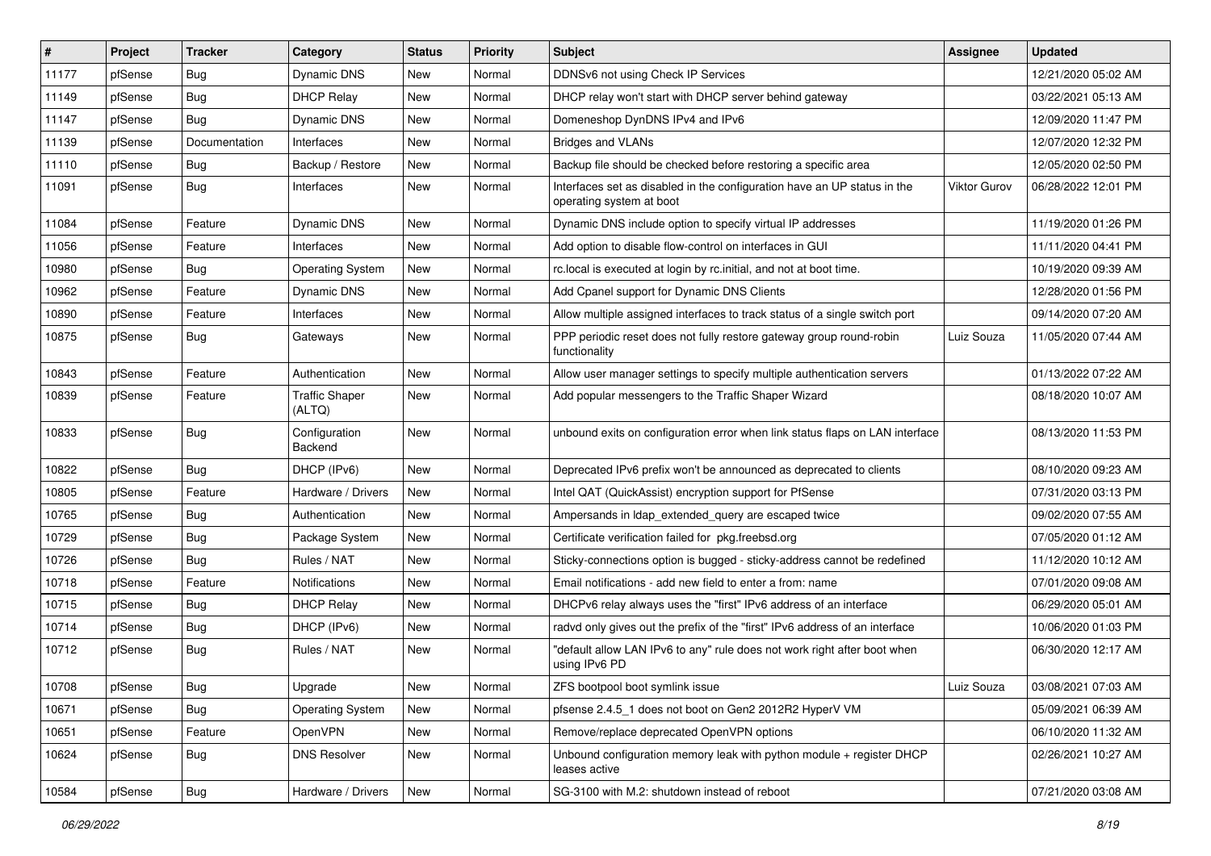| # | Project | Tracker | Category | Status | Priority | Subject | Assignee | Updated |
|---|---|---|---|---|---|---|---|---|
| 11177 | pfSense | Bug | Dynamic DNS | New | Normal | DDNSv6 not using Check IP Services | | 12/21/2020 05:02 AM |
| 11149 | pfSense | Bug | DHCP Relay | New | Normal | DHCP relay won't start with DHCP server behind gateway | | 03/22/2021 05:13 AM |
| 11147 | pfSense | Bug | Dynamic DNS | New | Normal | Domeneshop DynDNS IPv4 and IPv6 | | 12/09/2020 11:47 PM |
| 11139 | pfSense | Documentation | Interfaces | New | Normal | Bridges and VLANs | | 12/07/2020 12:32 PM |
| 11110 | pfSense | Bug | Backup / Restore | New | Normal | Backup file should be checked before restoring a specific area | | 12/05/2020 02:50 PM |
| 11091 | pfSense | Bug | Interfaces | New | Normal | Interfaces set as disabled in the configuration have an UP status in the operating system at boot | Viktor Gurov | 06/28/2022 12:01 PM |
| 11084 | pfSense | Feature | Dynamic DNS | New | Normal | Dynamic DNS include option to specify virtual IP addresses | | 11/19/2020 01:26 PM |
| 11056 | pfSense | Feature | Interfaces | New | Normal | Add option to disable flow-control on interfaces in GUI | | 11/11/2020 04:41 PM |
| 10980 | pfSense | Bug | Operating System | New | Normal | rc.local is executed at login by rc.initial, and not at boot time. | | 10/19/2020 09:39 AM |
| 10962 | pfSense | Feature | Dynamic DNS | New | Normal | Add Cpanel support for Dynamic DNS Clients | | 12/28/2020 01:56 PM |
| 10890 | pfSense | Feature | Interfaces | New | Normal | Allow multiple assigned interfaces to track status of a single switch port | | 09/14/2020 07:20 AM |
| 10875 | pfSense | Bug | Gateways | New | Normal | PPP periodic reset does not fully restore gateway group round-robin functionality | Luiz Souza | 11/05/2020 07:44 AM |
| 10843 | pfSense | Feature | Authentication | New | Normal | Allow user manager settings to specify multiple authentication servers | | 01/13/2022 07:22 AM |
| 10839 | pfSense | Feature | Traffic Shaper (ALTQ) | New | Normal | Add popular messengers to the Traffic Shaper Wizard | | 08/18/2020 10:07 AM |
| 10833 | pfSense | Bug | Configuration Backend | New | Normal | unbound exits on configuration error when link status flaps on LAN interface | | 08/13/2020 11:53 PM |
| 10822 | pfSense | Bug | DHCP (IPv6) | New | Normal | Deprecated IPv6 prefix won't be announced as deprecated to clients | | 08/10/2020 09:23 AM |
| 10805 | pfSense | Feature | Hardware / Drivers | New | Normal | Intel QAT (QuickAssist) encryption support for PfSense | | 07/31/2020 03:13 PM |
| 10765 | pfSense | Bug | Authentication | New | Normal | Ampersands in ldap_extended_query are escaped twice | | 09/02/2020 07:55 AM |
| 10729 | pfSense | Bug | Package System | New | Normal | Certificate verification failed for pkg.freebsd.org | | 07/05/2020 01:12 AM |
| 10726 | pfSense | Bug | Rules / NAT | New | Normal | Sticky-connections option is bugged - sticky-address cannot be redefined | | 11/12/2020 10:12 AM |
| 10718 | pfSense | Feature | Notifications | New | Normal | Email notifications - add new field to enter a from: name | | 07/01/2020 09:08 AM |
| 10715 | pfSense | Bug | DHCP Relay | New | Normal | DHCPv6 relay always uses the "first" IPv6 address of an interface | | 06/29/2020 05:01 AM |
| 10714 | pfSense | Bug | DHCP (IPv6) | New | Normal | radvd only gives out the prefix of the "first" IPv6 address of an interface | | 10/06/2020 01:03 PM |
| 10712 | pfSense | Bug | Rules / NAT | New | Normal | "default allow LAN IPv6 to any" rule does not work right after boot when using IPv6 PD | | 06/30/2020 12:17 AM |
| 10708 | pfSense | Bug | Upgrade | New | Normal | ZFS bootpool boot symlink issue | Luiz Souza | 03/08/2021 07:03 AM |
| 10671 | pfSense | Bug | Operating System | New | Normal | pfsense 2.4.5_1 does not boot on Gen2 2012R2 HyperV VM | | 05/09/2021 06:39 AM |
| 10651 | pfSense | Feature | OpenVPN | New | Normal | Remove/replace deprecated OpenVPN options | | 06/10/2020 11:32 AM |
| 10624 | pfSense | Bug | DNS Resolver | New | Normal | Unbound configuration memory leak with python module + register DHCP leases active | | 02/26/2021 10:27 AM |
| 10584 | pfSense | Bug | Hardware / Drivers | New | Normal | SG-3100 with M.2: shutdown instead of reboot | | 07/21/2020 03:08 AM |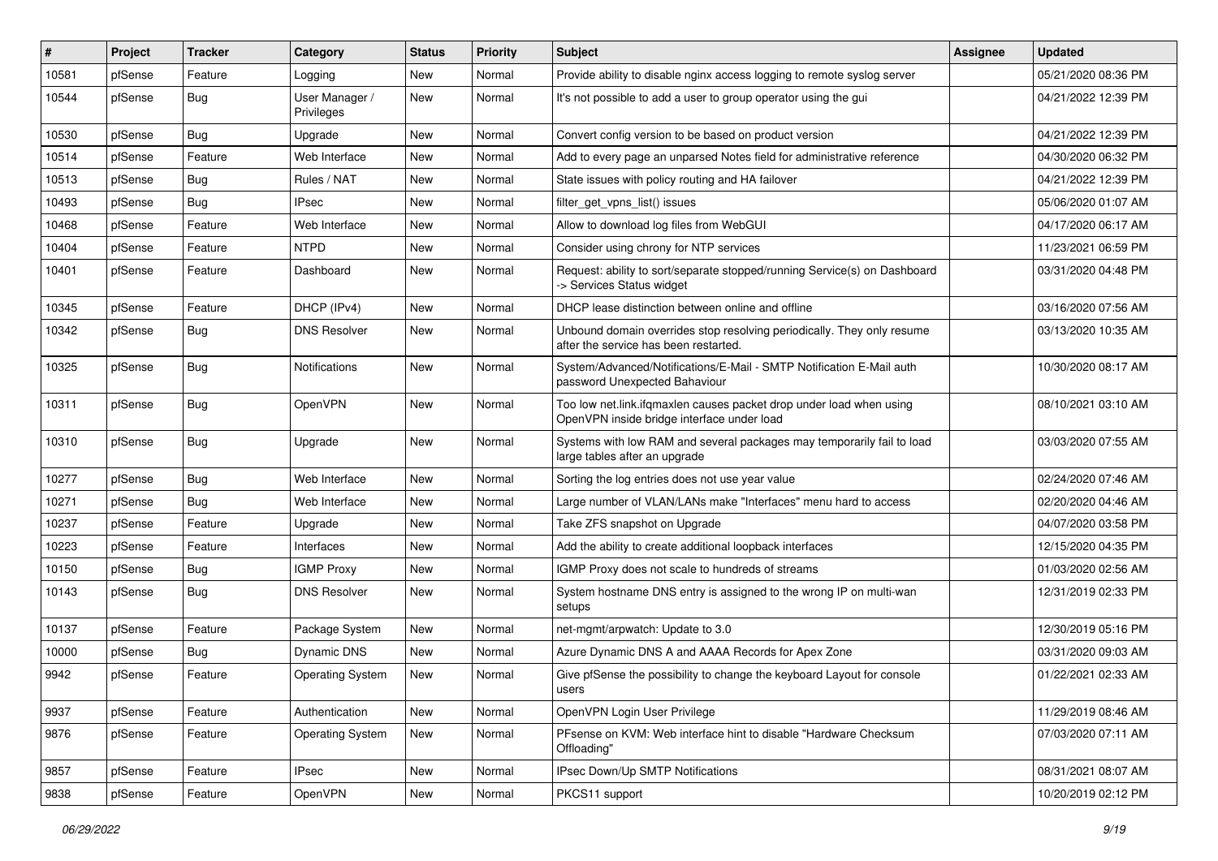| # | Project | Tracker | Category | Status | Priority | Subject | Assignee | Updated |
|---|---|---|---|---|---|---|---|---|
| 10581 | pfSense | Feature | Logging | New | Normal | Provide ability to disable nginx access logging to remote syslog server | | 05/21/2020 08:36 PM |
| 10544 | pfSense | Bug | User Manager / Privileges | New | Normal | It's not possible to add a user to group operator using the gui | | 04/21/2022 12:39 PM |
| 10530 | pfSense | Bug | Upgrade | New | Normal | Convert config version to be based on product version | | 04/21/2022 12:39 PM |
| 10514 | pfSense | Feature | Web Interface | New | Normal | Add to every page an unparsed Notes field for administrative reference | | 04/30/2020 06:32 PM |
| 10513 | pfSense | Bug | Rules / NAT | New | Normal | State issues with policy routing and HA failover | | 04/21/2022 12:39 PM |
| 10493 | pfSense | Bug | IPsec | New | Normal | filter_get_vpns_list() issues | | 05/06/2020 01:07 AM |
| 10468 | pfSense | Feature | Web Interface | New | Normal | Allow to download log files from WebGUI | | 04/17/2020 06:17 AM |
| 10404 | pfSense | Feature | NTPD | New | Normal | Consider using chrony for NTP services | | 11/23/2021 06:59 PM |
| 10401 | pfSense | Feature | Dashboard | New | Normal | Request: ability to sort/separate stopped/running Service(s) on Dashboard -> Services Status widget | | 03/31/2020 04:48 PM |
| 10345 | pfSense | Feature | DHCP (IPv4) | New | Normal | DHCP lease distinction between online and offline | | 03/16/2020 07:56 AM |
| 10342 | pfSense | Bug | DNS Resolver | New | Normal | Unbound domain overrides stop resolving periodically. They only resume after the service has been restarted. | | 03/13/2020 10:35 AM |
| 10325 | pfSense | Bug | Notifications | New | Normal | System/Advanced/Notifications/E-Mail - SMTP Notification E-Mail auth password Unexpected Bahaviour | | 10/30/2020 08:17 AM |
| 10311 | pfSense | Bug | OpenVPN | New | Normal | Too low net.link.ifqmaxlen causes packet drop under load when using OpenVPN inside bridge interface under load | | 08/10/2021 03:10 AM |
| 10310 | pfSense | Bug | Upgrade | New | Normal | Systems with low RAM and several packages may temporarily fail to load large tables after an upgrade | | 03/03/2020 07:55 AM |
| 10277 | pfSense | Bug | Web Interface | New | Normal | Sorting the log entries does not use year value | | 02/24/2020 07:46 AM |
| 10271 | pfSense | Bug | Web Interface | New | Normal | Large number of VLAN/LANs make "Interfaces" menu hard to access | | 02/20/2020 04:46 AM |
| 10237 | pfSense | Feature | Upgrade | New | Normal | Take ZFS snapshot on Upgrade | | 04/07/2020 03:58 PM |
| 10223 | pfSense | Feature | Interfaces | New | Normal | Add the ability to create additional loopback interfaces | | 12/15/2020 04:35 PM |
| 10150 | pfSense | Bug | IGMP Proxy | New | Normal | IGMP Proxy does not scale to hundreds of streams | | 01/03/2020 02:56 AM |
| 10143 | pfSense | Bug | DNS Resolver | New | Normal | System hostname DNS entry is assigned to the wrong IP on multi-wan setups | | 12/31/2019 02:33 PM |
| 10137 | pfSense | Feature | Package System | New | Normal | net-mgmt/arpwatch: Update to 3.0 | | 12/30/2019 05:16 PM |
| 10000 | pfSense | Bug | Dynamic DNS | New | Normal | Azure Dynamic DNS A and AAAA Records for Apex Zone | | 03/31/2020 09:03 AM |
| 9942 | pfSense | Feature | Operating System | New | Normal | Give pfSense the possibility to change the keyboard Layout for console users | | 01/22/2021 02:33 AM |
| 9937 | pfSense | Feature | Authentication | New | Normal | OpenVPN Login User Privilege | | 11/29/2019 08:46 AM |
| 9876 | pfSense | Feature | Operating System | New | Normal | PFsense on KVM: Web interface hint to disable "Hardware Checksum Offloading" | | 07/03/2020 07:11 AM |
| 9857 | pfSense | Feature | IPsec | New | Normal | IPsec Down/Up SMTP Notifications | | 08/31/2021 08:07 AM |
| 9838 | pfSense | Feature | OpenVPN | New | Normal | PKCS11 support | | 10/20/2019 02:12 PM |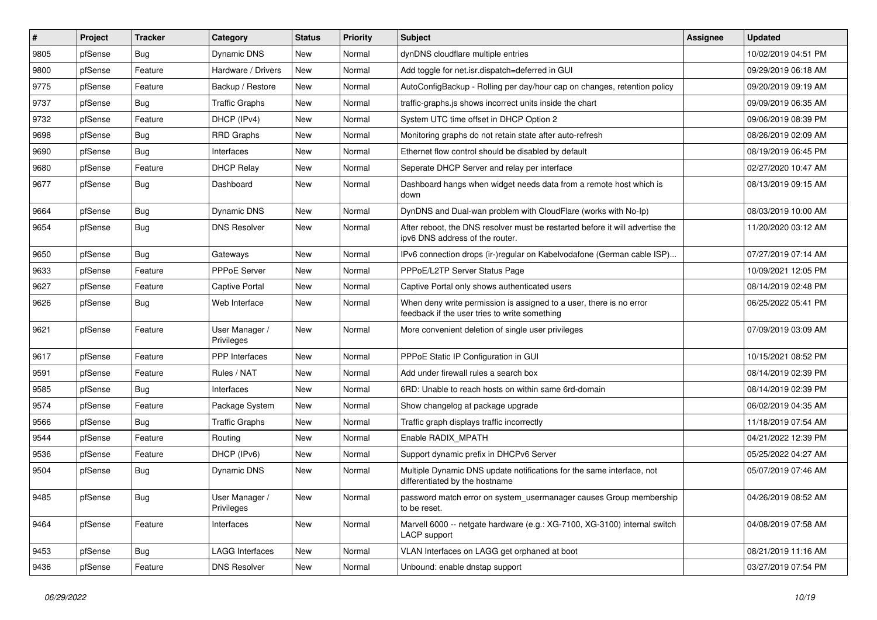| # | Project | Tracker | Category | Status | Priority | Subject | Assignee | Updated |
|---|---|---|---|---|---|---|---|---|
| 9805 | pfSense | Bug | Dynamic DNS | New | Normal | dynDNS cloudflare multiple entries | | 10/02/2019 04:51 PM |
| 9800 | pfSense | Feature | Hardware / Drivers | New | Normal | Add toggle for net.isr.dispatch=deferred in GUI | | 09/29/2019 06:18 AM |
| 9775 | pfSense | Feature | Backup / Restore | New | Normal | AutoConfigBackup - Rolling per day/hour cap on changes, retention policy | | 09/20/2019 09:19 AM |
| 9737 | pfSense | Bug | Traffic Graphs | New | Normal | traffic-graphs.js shows incorrect units inside the chart | | 09/09/2019 06:35 AM |
| 9732 | pfSense | Feature | DHCP (IPv4) | New | Normal | System UTC time offset in DHCP Option 2 | | 09/06/2019 08:39 PM |
| 9698 | pfSense | Bug | RRD Graphs | New | Normal | Monitoring graphs do not retain state after auto-refresh | | 08/26/2019 02:09 AM |
| 9690 | pfSense | Bug | Interfaces | New | Normal | Ethernet flow control should be disabled by default | | 08/19/2019 06:45 PM |
| 9680 | pfSense | Feature | DHCP Relay | New | Normal | Seperate DHCP Server and relay per interface | | 02/27/2020 10:47 AM |
| 9677 | pfSense | Bug | Dashboard | New | Normal | Dashboard hangs when widget needs data from a remote host which is down | | 08/13/2019 09:15 AM |
| 9664 | pfSense | Bug | Dynamic DNS | New | Normal | DynDNS and Dual-wan problem with CloudFlare (works with No-Ip) | | 08/03/2019 10:00 AM |
| 9654 | pfSense | Bug | DNS Resolver | New | Normal | After reboot, the DNS resolver must be restarted before it will advertise the ipv6 DNS address of the router. | | 11/20/2020 03:12 AM |
| 9650 | pfSense | Bug | Gateways | New | Normal | IPv6 connection drops (ir-)regular on Kabelvodafone (German cable ISP)... | | 07/27/2019 07:14 AM |
| 9633 | pfSense | Feature | PPPoE Server | New | Normal | PPPoE/L2TP Server Status Page | | 10/09/2021 12:05 PM |
| 9627 | pfSense | Feature | Captive Portal | New | Normal | Captive Portal only shows authenticated users | | 08/14/2019 02:48 PM |
| 9626 | pfSense | Bug | Web Interface | New | Normal | When deny write permission is assigned to a user, there is no error feedback if the user tries to write something | | 06/25/2022 05:41 PM |
| 9621 | pfSense | Feature | User Manager / Privileges | New | Normal | More convenient deletion of single user privileges | | 07/09/2019 03:09 AM |
| 9617 | pfSense | Feature | PPP Interfaces | New | Normal | PPPoE Static IP Configuration in GUI | | 10/15/2021 08:52 PM |
| 9591 | pfSense | Feature | Rules / NAT | New | Normal | Add under firewall rules a search box | | 08/14/2019 02:39 PM |
| 9585 | pfSense | Bug | Interfaces | New | Normal | 6RD: Unable to reach hosts on within same 6rd-domain | | 08/14/2019 02:39 PM |
| 9574 | pfSense | Feature | Package System | New | Normal | Show changelog at package upgrade | | 06/02/2019 04:35 AM |
| 9566 | pfSense | Bug | Traffic Graphs | New | Normal | Traffic graph displays traffic incorrectly | | 11/18/2019 07:54 AM |
| 9544 | pfSense | Feature | Routing | New | Normal | Enable RADIX_MPATH | | 04/21/2022 12:39 PM |
| 9536 | pfSense | Feature | DHCP (IPv6) | New | Normal | Support dynamic prefix in DHCPv6 Server | | 05/25/2022 04:27 AM |
| 9504 | pfSense | Bug | Dynamic DNS | New | Normal | Multiple Dynamic DNS update notifications for the same interface, not differentiated by the hostname | | 05/07/2019 07:46 AM |
| 9485 | pfSense | Bug | User Manager / Privileges | New | Normal | password match error on system_usermanager causes Group membership to be reset. | | 04/26/2019 08:52 AM |
| 9464 | pfSense | Feature | Interfaces | New | Normal | Marvell 6000 -- netgate hardware (e.g.: XG-7100, XG-3100) internal switch LACP support | | 04/08/2019 07:58 AM |
| 9453 | pfSense | Bug | LAGG Interfaces | New | Normal | VLAN Interfaces on LAGG get orphaned at boot | | 08/21/2019 11:16 AM |
| 9436 | pfSense | Feature | DNS Resolver | New | Normal | Unbound: enable dnstap support | | 03/27/2019 07:54 PM |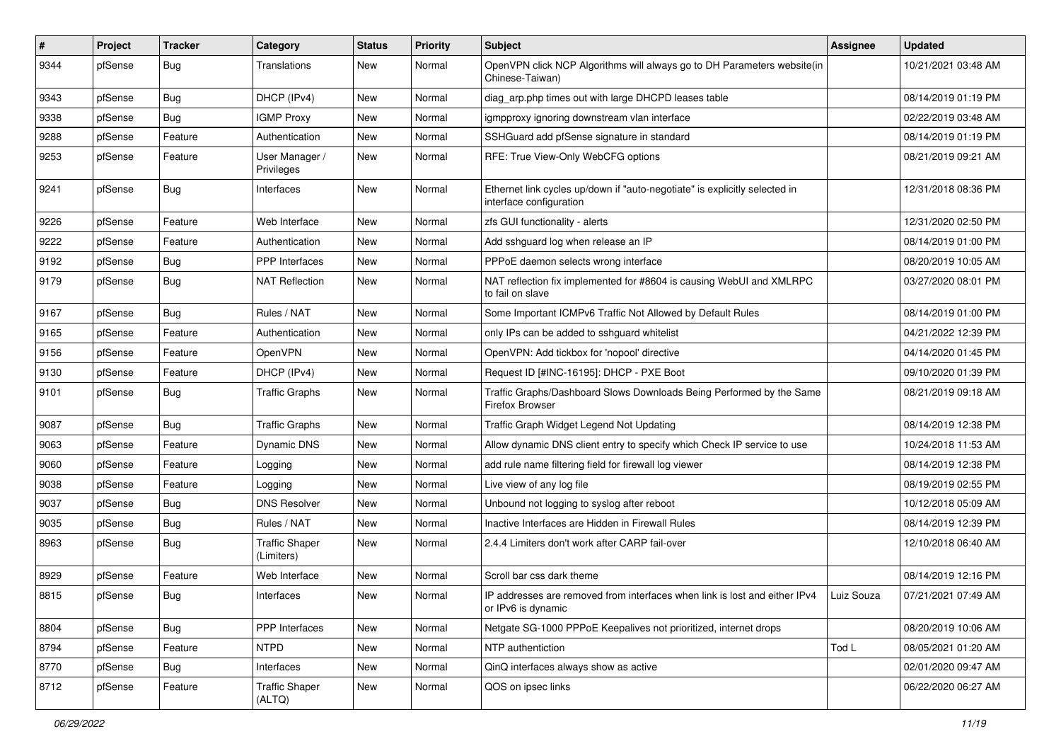| # | Project | Tracker | Category | Status | Priority | Subject | Assignee | Updated |
|---|---|---|---|---|---|---|---|---|
| 9344 | pfSense | Bug | Translations | New | Normal | OpenVPN click NCP Algorithms will always go to DH Parameters website(in Chinese-Taiwan) | | 10/21/2021 03:48 AM |
| 9343 | pfSense | Bug | DHCP (IPv4) | New | Normal | diag_arp.php times out with large DHCPD leases table | | 08/14/2019 01:19 PM |
| 9338 | pfSense | Bug | IGMP Proxy | New | Normal | igmpproxy ignoring downstream vlan interface | | 02/22/2019 03:48 AM |
| 9288 | pfSense | Feature | Authentication | New | Normal | SSHGuard add pfSense signature in standard | | 08/14/2019 01:19 PM |
| 9253 | pfSense | Feature | User Manager / Privileges | New | Normal | RFE: True View-Only WebCFG options | | 08/21/2019 09:21 AM |
| 9241 | pfSense | Bug | Interfaces | New | Normal | Ethernet link cycles up/down if "auto-negotiate" is explicitly selected in interface configuration | | 12/31/2018 08:36 PM |
| 9226 | pfSense | Feature | Web Interface | New | Normal | zfs GUI functionality - alerts | | 12/31/2020 02:50 PM |
| 9222 | pfSense | Feature | Authentication | New | Normal | Add sshguard log when release an IP | | 08/14/2019 01:00 PM |
| 9192 | pfSense | Bug | PPP Interfaces | New | Normal | PPPoE daemon selects wrong interface | | 08/20/2019 10:05 AM |
| 9179 | pfSense | Bug | NAT Reflection | New | Normal | NAT reflection fix implemented for #8604 is causing WebUI and XMLRPC to fail on slave | | 03/27/2020 08:01 PM |
| 9167 | pfSense | Bug | Rules / NAT | New | Normal | Some Important ICMPv6 Traffic Not Allowed by Default Rules | | 08/14/2019 01:00 PM |
| 9165 | pfSense | Feature | Authentication | New | Normal | only IPs can be added to sshguard whitelist | | 04/21/2022 12:39 PM |
| 9156 | pfSense | Feature | OpenVPN | New | Normal | OpenVPN: Add tickbox for 'nopool' directive | | 04/14/2020 01:45 PM |
| 9130 | pfSense | Feature | DHCP (IPv4) | New | Normal | Request ID [#INC-16195]: DHCP - PXE Boot | | 09/10/2020 01:39 PM |
| 9101 | pfSense | Bug | Traffic Graphs | New | Normal | Traffic Graphs/Dashboard Slows Downloads Being Performed by the Same Firefox Browser | | 08/21/2019 09:18 AM |
| 9087 | pfSense | Bug | Traffic Graphs | New | Normal | Traffic Graph Widget Legend Not Updating | | 08/14/2019 12:38 PM |
| 9063 | pfSense | Feature | Dynamic DNS | New | Normal | Allow dynamic DNS client entry to specify which Check IP service to use | | 10/24/2018 11:53 AM |
| 9060 | pfSense | Feature | Logging | New | Normal | add rule name filtering field for firewall log viewer | | 08/14/2019 12:38 PM |
| 9038 | pfSense | Feature | Logging | New | Normal | Live view of any log file | | 08/19/2019 02:55 PM |
| 9037 | pfSense | Bug | DNS Resolver | New | Normal | Unbound not logging to syslog after reboot | | 10/12/2018 05:09 AM |
| 9035 | pfSense | Bug | Rules / NAT | New | Normal | Inactive Interfaces are Hidden in Firewall Rules | | 08/14/2019 12:39 PM |
| 8963 | pfSense | Bug | Traffic Shaper (Limiters) | New | Normal | 2.4.4 Limiters don't work after CARP fail-over | | 12/10/2018 06:40 AM |
| 8929 | pfSense | Feature | Web Interface | New | Normal | Scroll bar css dark theme | | 08/14/2019 12:16 PM |
| 8815 | pfSense | Bug | Interfaces | New | Normal | IP addresses are removed from interfaces when link is lost and either IPv4 or IPv6 is dynamic | Luiz Souza | 07/21/2021 07:49 AM |
| 8804 | pfSense | Bug | PPP Interfaces | New | Normal | Netgate SG-1000 PPPoE Keepalives not prioritized, internet drops | | 08/20/2019 10:06 AM |
| 8794 | pfSense | Feature | NTPD | New | Normal | NTP authentiction | Tod L | 08/05/2021 01:20 AM |
| 8770 | pfSense | Bug | Interfaces | New | Normal | QinQ interfaces always show as active | | 02/01/2020 09:47 AM |
| 8712 | pfSense | Feature | Traffic Shaper (ALTQ) | New | Normal | QOS on ipsec links | | 06/22/2020 06:27 AM |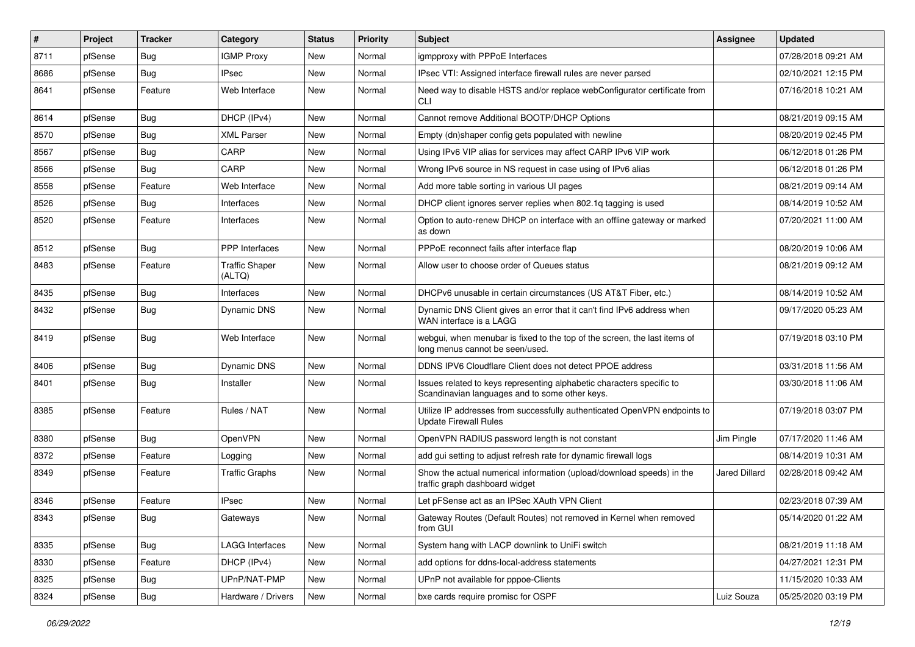| # | Project | Tracker | Category | Status | Priority | Subject | Assignee | Updated |
|---|---|---|---|---|---|---|---|---|
| 8711 | pfSense | Bug | IGMP Proxy | New | Normal | igmpproxy with PPPoE Interfaces | | 07/28/2018 09:21 AM |
| 8686 | pfSense | Bug | IPsec | New | Normal | IPsec VTI: Assigned interface firewall rules are never parsed | | 02/10/2021 12:15 PM |
| 8641 | pfSense | Feature | Web Interface | New | Normal | Need way to disable HSTS and/or replace webConfigurator certificate from CLI | | 07/16/2018 10:21 AM |
| 8614 | pfSense | Bug | DHCP (IPv4) | New | Normal | Cannot remove Additional BOOTP/DHCP Options | | 08/21/2019 09:15 AM |
| 8570 | pfSense | Bug | XML Parser | New | Normal | Empty (dn)shaper config gets populated with newline | | 08/20/2019 02:45 PM |
| 8567 | pfSense | Bug | CARP | New | Normal | Using IPv6 VIP alias for services may affect CARP IPv6 VIP work | | 06/12/2018 01:26 PM |
| 8566 | pfSense | Bug | CARP | New | Normal | Wrong IPv6 source in NS request in case using of IPv6 alias | | 06/12/2018 01:26 PM |
| 8558 | pfSense | Feature | Web Interface | New | Normal | Add more table sorting in various UI pages | | 08/21/2019 09:14 AM |
| 8526 | pfSense | Bug | Interfaces | New | Normal | DHCP client ignores server replies when 802.1q tagging is used | | 08/14/2019 10:52 AM |
| 8520 | pfSense | Feature | Interfaces | New | Normal | Option to auto-renew DHCP on interface with an offline gateway or marked as down | | 07/20/2021 11:00 AM |
| 8512 | pfSense | Bug | PPP Interfaces | New | Normal | PPPoE reconnect fails after interface flap | | 08/20/2019 10:06 AM |
| 8483 | pfSense | Feature | Traffic Shaper (ALTQ) | New | Normal | Allow user to choose order of Queues status | | 08/21/2019 09:12 AM |
| 8435 | pfSense | Bug | Interfaces | New | Normal | DHCPv6 unusable in certain circumstances (US AT&T Fiber, etc.) | | 08/14/2019 10:52 AM |
| 8432 | pfSense | Bug | Dynamic DNS | New | Normal | Dynamic DNS Client gives an error that it can't find IPv6 address when WAN interface is a LAGG | | 09/17/2020 05:23 AM |
| 8419 | pfSense | Bug | Web Interface | New | Normal | webgui, when menubar is fixed to the top of the screen, the last items of long menus cannot be seen/used. | | 07/19/2018 03:10 PM |
| 8406 | pfSense | Bug | Dynamic DNS | New | Normal | DDNS IPV6 Cloudflare Client does not detect PPOE address | | 03/31/2018 11:56 AM |
| 8401 | pfSense | Bug | Installer | New | Normal | Issues related to keys representing alphabetic characters specific to Scandinavian languages and to some other keys. | | 03/30/2018 11:06 AM |
| 8385 | pfSense | Feature | Rules / NAT | New | Normal | Utilize IP addresses from successfully authenticated OpenVPN endpoints to Update Firewall Rules | | 07/19/2018 03:07 PM |
| 8380 | pfSense | Bug | OpenVPN | New | Normal | OpenVPN RADIUS password length is not constant | Jim Pingle | 07/17/2020 11:46 AM |
| 8372 | pfSense | Feature | Logging | New | Normal | add gui setting to adjust refresh rate for dynamic firewall logs | | 08/14/2019 10:31 AM |
| 8349 | pfSense | Feature | Traffic Graphs | New | Normal | Show the actual numerical information (upload/download speeds) in the traffic graph dashboard widget | Jared Dillard | 02/28/2018 09:42 AM |
| 8346 | pfSense | Feature | IPsec | New | Normal | Let pFSense act as an IPSec XAuth VPN Client | | 02/23/2018 07:39 AM |
| 8343 | pfSense | Bug | Gateways | New | Normal | Gateway Routes (Default Routes) not removed in Kernel when removed from GUI | | 05/14/2020 01:22 AM |
| 8335 | pfSense | Bug | LAGG Interfaces | New | Normal | System hang with LACP downlink to UniFi switch | | 08/21/2019 11:18 AM |
| 8330 | pfSense | Feature | DHCP (IPv4) | New | Normal | add options for ddns-local-address statements | | 04/27/2021 12:31 PM |
| 8325 | pfSense | Bug | UPnP/NAT-PMP | New | Normal | UPnP not available for pppoe-Clients | | 11/15/2020 10:33 AM |
| 8324 | pfSense | Bug | Hardware / Drivers | New | Normal | bxe cards require promisc for OSPF | Luiz Souza | 05/25/2020 03:19 PM |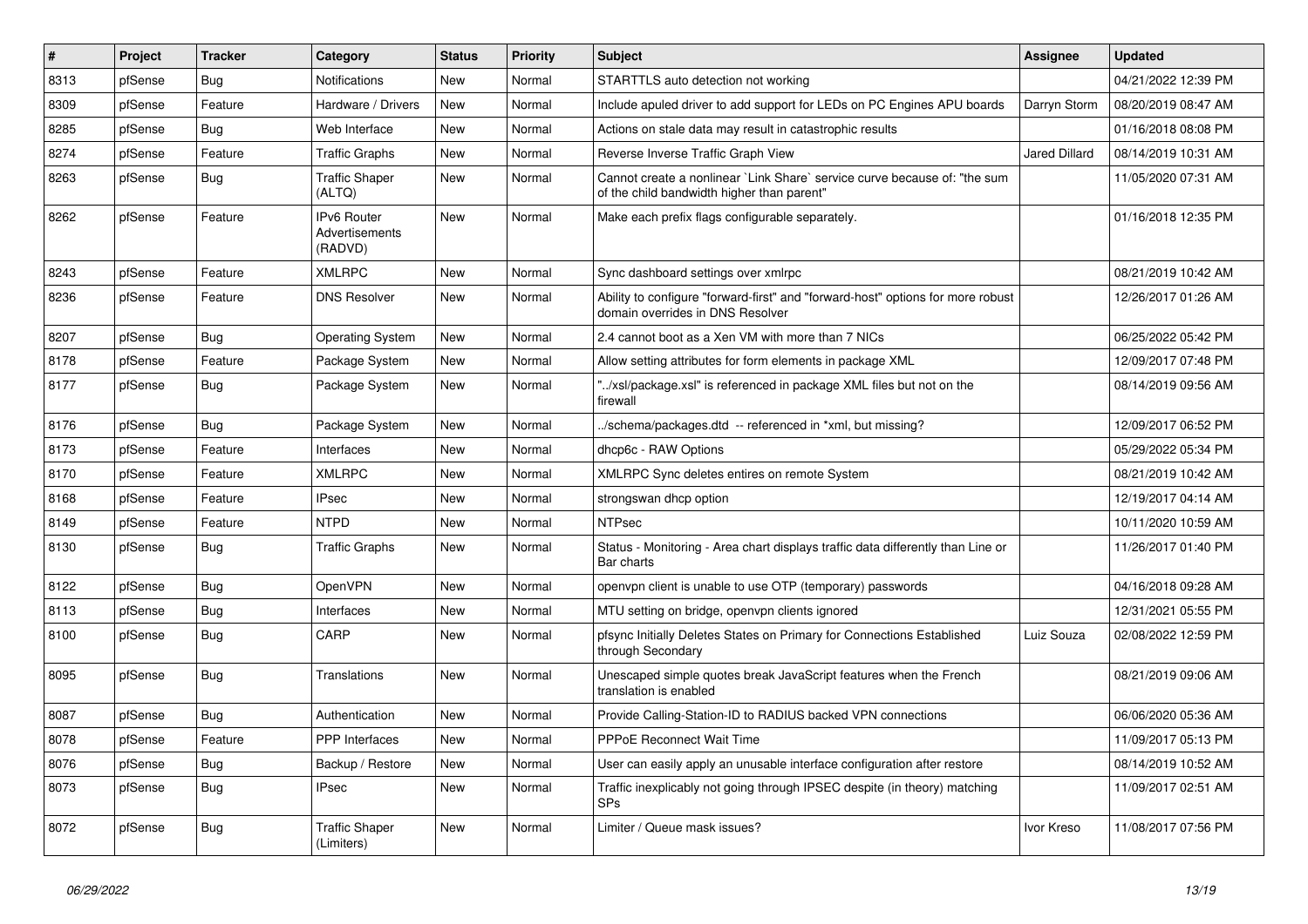| # | Project | Tracker | Category | Status | Priority | Subject | Assignee | Updated |
|---|---|---|---|---|---|---|---|---|
| 8313 | pfSense | Bug | Notifications | New | Normal | STARTTLS auto detection not working | | 04/21/2022 12:39 PM |
| 8309 | pfSense | Feature | Hardware / Drivers | New | Normal | Include apuled driver to add support for LEDs on PC Engines APU boards | Darryn Storm | 08/20/2019 08:47 AM |
| 8285 | pfSense | Bug | Web Interface | New | Normal | Actions on stale data may result in catastrophic results | | 01/16/2018 08:08 PM |
| 8274 | pfSense | Feature | Traffic Graphs | New | Normal | Reverse Inverse Traffic Graph View | Jared Dillard | 08/14/2019 10:31 AM |
| 8263 | pfSense | Bug | Traffic Shaper (ALTQ) | New | Normal | Cannot create a nonlinear `Link Share` service curve because of: "the sum of the child bandwidth higher than parent" | | 11/05/2020 07:31 AM |
| 8262 | pfSense | Feature | IPv6 Router Advertisements (RADVD) | New | Normal | Make each prefix flags configurable separately. | | 01/16/2018 12:35 PM |
| 8243 | pfSense | Feature | XMLRPC | New | Normal | Sync dashboard settings over xmlrpc | | 08/21/2019 10:42 AM |
| 8236 | pfSense | Feature | DNS Resolver | New | Normal | Ability to configure "forward-first" and "forward-host" options for more robust domain overrides in DNS Resolver | | 12/26/2017 01:26 AM |
| 8207 | pfSense | Bug | Operating System | New | Normal | 2.4 cannot boot as a Xen VM with more than 7 NICs | | 06/25/2022 05:42 PM |
| 8178 | pfSense | Feature | Package System | New | Normal | Allow setting attributes for form elements in package XML | | 12/09/2017 07:48 PM |
| 8177 | pfSense | Bug | Package System | New | Normal | "../xsl/package.xsl" is referenced in package XML files but not on the firewall | | 08/14/2019 09:56 AM |
| 8176 | pfSense | Bug | Package System | New | Normal | ../schema/packages.dtd -- referenced in *xml, but missing? | | 12/09/2017 06:52 PM |
| 8173 | pfSense | Feature | Interfaces | New | Normal | dhcp6c - RAW Options | | 05/29/2022 05:34 PM |
| 8170 | pfSense | Feature | XMLRPC | New | Normal | XMLRPC Sync deletes entires on remote System | | 08/21/2019 10:42 AM |
| 8168 | pfSense | Feature | IPsec | New | Normal | strongswan dhcp option | | 12/19/2017 04:14 AM |
| 8149 | pfSense | Feature | NTPD | New | Normal | NTPsec | | 10/11/2020 10:59 AM |
| 8130 | pfSense | Bug | Traffic Graphs | New | Normal | Status - Monitoring - Area chart displays traffic data differently than Line or Bar charts | | 11/26/2017 01:40 PM |
| 8122 | pfSense | Bug | OpenVPN | New | Normal | openvpn client is unable to use OTP (temporary) passwords | | 04/16/2018 09:28 AM |
| 8113 | pfSense | Bug | Interfaces | New | Normal | MTU setting on bridge, openvpn clients ignored | | 12/31/2021 05:55 PM |
| 8100 | pfSense | Bug | CARP | New | Normal | pfsync Initially Deletes States on Primary for Connections Established through Secondary | Luiz Souza | 02/08/2022 12:59 PM |
| 8095 | pfSense | Bug | Translations | New | Normal | Unescaped simple quotes break JavaScript features when the French translation is enabled | | 08/21/2019 09:06 AM |
| 8087 | pfSense | Bug | Authentication | New | Normal | Provide Calling-Station-ID to RADIUS backed VPN connections | | 06/06/2020 05:36 AM |
| 8078 | pfSense | Feature | PPP Interfaces | New | Normal | PPPoE Reconnect Wait Time | | 11/09/2017 05:13 PM |
| 8076 | pfSense | Bug | Backup / Restore | New | Normal | User can easily apply an unusable interface configuration after restore | | 08/14/2019 10:52 AM |
| 8073 | pfSense | Bug | IPsec | New | Normal | Traffic inexplicably not going through IPSEC despite (in theory) matching SPs | | 11/09/2017 02:51 AM |
| 8072 | pfSense | Bug | Traffic Shaper (Limiters) | New | Normal | Limiter / Queue mask issues? | Ivor Kreso | 11/08/2017 07:56 PM |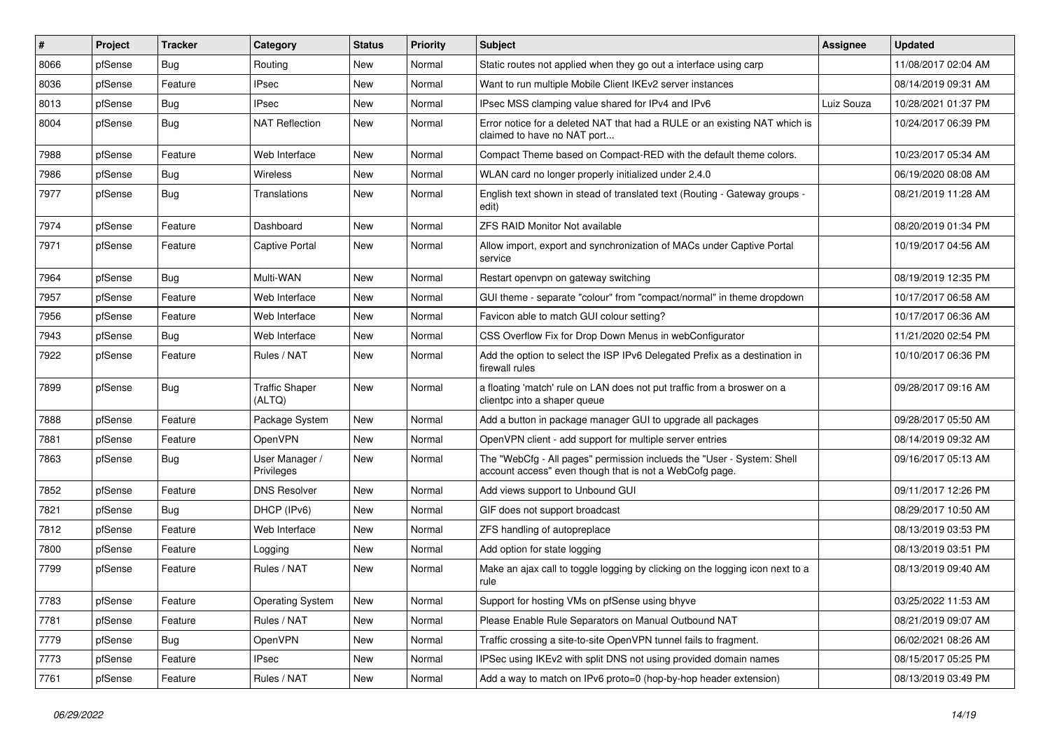| # | Project | Tracker | Category | Status | Priority | Subject | Assignee | Updated |
|---|---|---|---|---|---|---|---|---|
| 8066 | pfSense | Bug | Routing | New | Normal | Static routes not applied when they go out a interface using carp | | 11/08/2017 02:04 AM |
| 8036 | pfSense | Feature | IPsec | New | Normal | Want to run multiple Mobile Client IKEv2 server instances | | 08/14/2019 09:31 AM |
| 8013 | pfSense | Bug | IPsec | New | Normal | IPsec MSS clamping value shared for IPv4 and IPv6 | Luiz Souza | 10/28/2021 01:37 PM |
| 8004 | pfSense | Bug | NAT Reflection | New | Normal | Error notice for a deleted NAT that had a RULE or an existing NAT which is claimed to have no NAT port... | | 10/24/2017 06:39 PM |
| 7988 | pfSense | Feature | Web Interface | New | Normal | Compact Theme based on Compact-RED with the default theme colors. | | 10/23/2017 05:34 AM |
| 7986 | pfSense | Bug | Wireless | New | Normal | WLAN card no longer properly initialized under 2.4.0 | | 06/19/2020 08:08 AM |
| 7977 | pfSense | Bug | Translations | New | Normal | English text shown in stead of translated text (Routing - Gateway groups - edit) | | 08/21/2019 11:28 AM |
| 7974 | pfSense | Feature | Dashboard | New | Normal | ZFS RAID Monitor Not available | | 08/20/2019 01:34 PM |
| 7971 | pfSense | Feature | Captive Portal | New | Normal | Allow import, export and synchronization of MACs under Captive Portal service | | 10/19/2017 04:56 AM |
| 7964 | pfSense | Bug | Multi-WAN | New | Normal | Restart openvpn on gateway switching | | 08/19/2019 12:35 PM |
| 7957 | pfSense | Feature | Web Interface | New | Normal | GUI theme - separate "colour" from "compact/normal" in theme dropdown | | 10/17/2017 06:58 AM |
| 7956 | pfSense | Feature | Web Interface | New | Normal | Favicon able to match GUI colour setting? | | 10/17/2017 06:36 AM |
| 7943 | pfSense | Bug | Web Interface | New | Normal | CSS Overflow Fix for Drop Down Menus in webConfigurator | | 11/21/2020 02:54 PM |
| 7922 | pfSense | Feature | Rules / NAT | New | Normal | Add the option to select the ISP IPv6 Delegated Prefix as a destination in firewall rules | | 10/10/2017 06:36 PM |
| 7899 | pfSense | Bug | Traffic Shaper (ALTQ) | New | Normal | a floating 'match' rule on LAN does not put traffic from a broswer on a clientpc into a shaper queue | | 09/28/2017 09:16 AM |
| 7888 | pfSense | Feature | Package System | New | Normal | Add a button in package manager GUI to upgrade all packages | | 09/28/2017 05:50 AM |
| 7881 | pfSense | Feature | OpenVPN | New | Normal | OpenVPN client - add support for multiple server entries | | 08/14/2019 09:32 AM |
| 7863 | pfSense | Bug | User Manager / Privileges | New | Normal | The "WebCfg - All pages" permission inclueds the "User - System: Shell account access" even though that is not a WebCofg page. | | 09/16/2017 05:13 AM |
| 7852 | pfSense | Feature | DNS Resolver | New | Normal | Add views support to Unbound GUI | | 09/11/2017 12:26 PM |
| 7821 | pfSense | Bug | DHCP (IPv6) | New | Normal | GIF does not support broadcast | | 08/29/2017 10:50 AM |
| 7812 | pfSense | Feature | Web Interface | New | Normal | ZFS handling of autopreplace | | 08/13/2019 03:53 PM |
| 7800 | pfSense | Feature | Logging | New | Normal | Add option for state logging | | 08/13/2019 03:51 PM |
| 7799 | pfSense | Feature | Rules / NAT | New | Normal | Make an ajax call to toggle logging by clicking on the logging icon next to a rule | | 08/13/2019 09:40 AM |
| 7783 | pfSense | Feature | Operating System | New | Normal | Support for hosting VMs on pfSense using bhyve | | 03/25/2022 11:53 AM |
| 7781 | pfSense | Feature | Rules / NAT | New | Normal | Please Enable Rule Separators on Manual Outbound NAT | | 08/21/2019 09:07 AM |
| 7779 | pfSense | Bug | OpenVPN | New | Normal | Traffic crossing a site-to-site OpenVPN tunnel fails to fragment. | | 06/02/2021 08:26 AM |
| 7773 | pfSense | Feature | IPsec | New | Normal | IPSec using IKEv2 with split DNS not using provided domain names | | 08/15/2017 05:25 PM |
| 7761 | pfSense | Feature | Rules / NAT | New | Normal | Add a way to match on IPv6 proto=0 (hop-by-hop header extension) | | 08/13/2019 03:49 PM |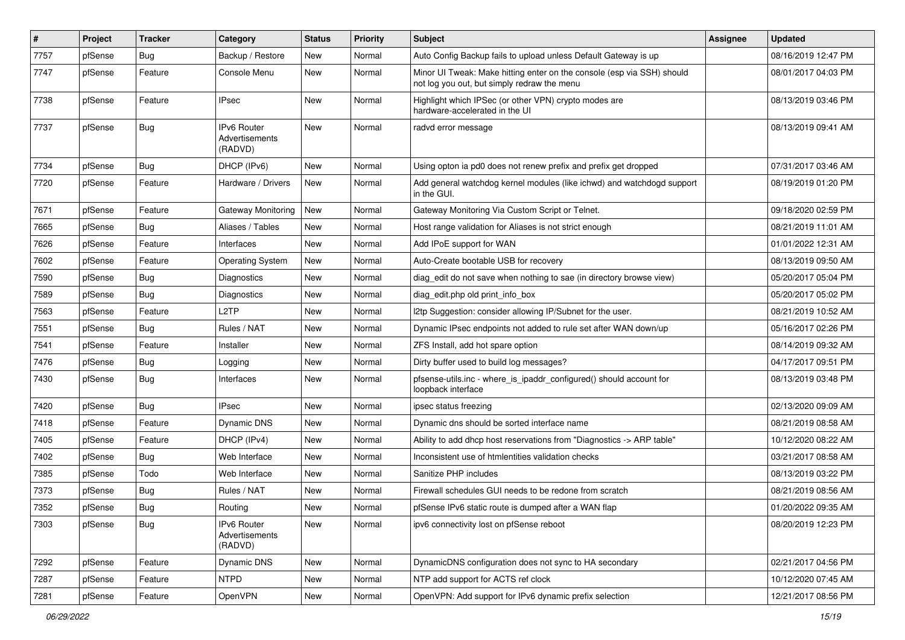| # | Project | Tracker | Category | Status | Priority | Subject | Assignee | Updated |
|---|---|---|---|---|---|---|---|---|
| 7757 | pfSense | Bug | Backup / Restore | New | Normal | Auto Config Backup fails to upload unless Default Gateway is up | | 08/16/2019 12:47 PM |
| 7747 | pfSense | Feature | Console Menu | New | Normal | Minor UI Tweak: Make hitting enter on the console (esp via SSH) should not log you out, but simply redraw the menu | | 08/01/2017 04:03 PM |
| 7738 | pfSense | Feature | IPsec | New | Normal | Highlight which IPSec (or other VPN) crypto modes are hardware-accelerated in the UI | | 08/13/2019 03:46 PM |
| 7737 | pfSense | Bug | IPv6 Router Advertisements (RADVD) | New | Normal | radvd error message | | 08/13/2019 09:41 AM |
| 7734 | pfSense | Bug | DHCP (IPv6) | New | Normal | Using opton ia pd0 does not renew prefix and prefix get dropped | | 07/31/2017 03:46 AM |
| 7720 | pfSense | Feature | Hardware / Drivers | New | Normal | Add general watchdog kernel modules (like ichwd) and watchdogd support in the GUI. | | 08/19/2019 01:20 PM |
| 7671 | pfSense | Feature | Gateway Monitoring | New | Normal | Gateway Monitoring Via Custom Script or Telnet. | | 09/18/2020 02:59 PM |
| 7665 | pfSense | Bug | Aliases / Tables | New | Normal | Host range validation for Aliases is not strict enough | | 08/21/2019 11:01 AM |
| 7626 | pfSense | Feature | Interfaces | New | Normal | Add IPoE support for WAN | | 01/01/2022 12:31 AM |
| 7602 | pfSense | Feature | Operating System | New | Normal | Auto-Create bootable USB for recovery | | 08/13/2019 09:50 AM |
| 7590 | pfSense | Bug | Diagnostics | New | Normal | diag_edit do not save when nothing to sae (in directory browse view) | | 05/20/2017 05:04 PM |
| 7589 | pfSense | Bug | Diagnostics | New | Normal | diag_edit.php old print_info_box | | 05/20/2017 05:02 PM |
| 7563 | pfSense | Feature | L2TP | New | Normal | l2tp Suggestion: consider allowing IP/Subnet for the user. | | 08/21/2019 10:52 AM |
| 7551 | pfSense | Bug | Rules / NAT | New | Normal | Dynamic IPsec endpoints not added to rule set after WAN down/up | | 05/16/2017 02:26 PM |
| 7541 | pfSense | Feature | Installer | New | Normal | ZFS Install, add hot spare option | | 08/14/2019 09:32 AM |
| 7476 | pfSense | Bug | Logging | New | Normal | Dirty buffer used to build log messages? | | 04/17/2017 09:51 PM |
| 7430 | pfSense | Bug | Interfaces | New | Normal | pfsense-utils.inc - where_is_ipaddr_configured() should account for loopback interface | | 08/13/2019 03:48 PM |
| 7420 | pfSense | Bug | IPsec | New | Normal | ipsec status freezing | | 02/13/2020 09:09 AM |
| 7418 | pfSense | Feature | Dynamic DNS | New | Normal | Dynamic dns should be sorted interface name | | 08/21/2019 08:58 AM |
| 7405 | pfSense | Feature | DHCP (IPv4) | New | Normal | Ability to add dhcp host reservations from "Diagnostics -> ARP table" | | 10/12/2020 08:22 AM |
| 7402 | pfSense | Bug | Web Interface | New | Normal | Inconsistent use of htmlentities validation checks | | 03/21/2017 08:58 AM |
| 7385 | pfSense | Todo | Web Interface | New | Normal | Sanitize PHP includes | | 08/13/2019 03:22 PM |
| 7373 | pfSense | Bug | Rules / NAT | New | Normal | Firewall schedules GUI needs to be redone from scratch | | 08/21/2019 08:56 AM |
| 7352 | pfSense | Bug | Routing | New | Normal | pfSense IPv6 static route is dumped after a WAN flap | | 01/20/2022 09:35 AM |
| 7303 | pfSense | Bug | IPv6 Router Advertisements (RADVD) | New | Normal | ipv6 connectivity lost on pfSense reboot | | 08/20/2019 12:23 PM |
| 7292 | pfSense | Feature | Dynamic DNS | New | Normal | DynamicDNS configuration does not sync to HA secondary | | 02/21/2017 04:56 PM |
| 7287 | pfSense | Feature | NTPD | New | Normal | NTP add support for ACTS ref clock | | 10/12/2020 07:45 AM |
| 7281 | pfSense | Feature | OpenVPN | New | Normal | OpenVPN: Add support for IPv6 dynamic prefix selection | | 12/21/2017 08:56 PM |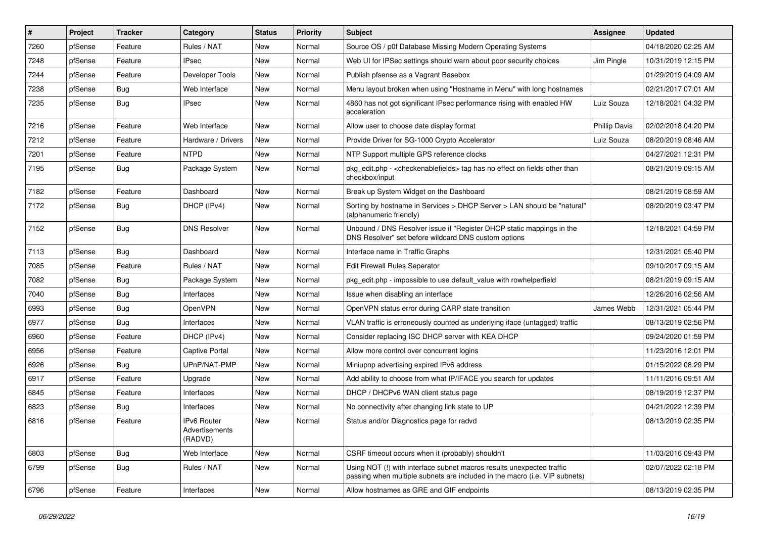| # | Project | Tracker | Category | Status | Priority | Subject | Assignee | Updated |
|---|---|---|---|---|---|---|---|---|
| 7260 | pfSense | Feature | Rules / NAT | New | Normal | Source OS / p0f Database Missing Modern Operating Systems | | 04/18/2020 02:25 AM |
| 7248 | pfSense | Feature | IPsec | New | Normal | Web UI for IPSec settings should warn about poor security choices | Jim Pingle | 10/31/2019 12:15 PM |
| 7244 | pfSense | Feature | Developer Tools | New | Normal | Publish pfsense as a Vagrant Basebox | | 01/29/2019 04:09 AM |
| 7238 | pfSense | Bug | Web Interface | New | Normal | Menu layout broken when using "Hostname in Menu" with long hostnames | | 02/21/2017 07:01 AM |
| 7235 | pfSense | Bug | IPsec | New | Normal | 4860 has not got significant IPsec performance rising with enabled HW acceleration | Luiz Souza | 12/18/2021 04:32 PM |
| 7216 | pfSense | Feature | Web Interface | New | Normal | Allow user to choose date display format | Phillip Davis | 02/02/2018 04:20 PM |
| 7212 | pfSense | Feature | Hardware / Drivers | New | Normal | Provide Driver for SG-1000 Crypto Accelerator | Luiz Souza | 08/20/2019 08:46 AM |
| 7201 | pfSense | Feature | NTPD | New | Normal | NTP Support multiple GPS reference clocks | | 04/27/2021 12:31 PM |
| 7195 | pfSense | Bug | Package System | New | Normal | pkg_edit.php - <checkenablefields> tag has no effect on fields other than checkbox/input | | 08/21/2019 09:15 AM |
| 7182 | pfSense | Feature | Dashboard | New | Normal | Break up System Widget on the Dashboard | | 08/21/2019 08:59 AM |
| 7172 | pfSense | Bug | DHCP (IPv4) | New | Normal | Sorting by hostname in Services > DHCP Server > LAN should be "natural" (alphanumeric friendly) | | 08/20/2019 03:47 PM |
| 7152 | pfSense | Bug | DNS Resolver | New | Normal | Unbound / DNS Resolver issue if "Register DHCP static mappings in the DNS Resolver" set before wildcard DNS custom options | | 12/18/2021 04:59 PM |
| 7113 | pfSense | Bug | Dashboard | New | Normal | Interface name in Traffic Graphs | | 12/31/2021 05:40 PM |
| 7085 | pfSense | Feature | Rules / NAT | New | Normal | Edit Firewall Rules Seperator | | 09/10/2017 09:15 AM |
| 7082 | pfSense | Bug | Package System | New | Normal | pkg_edit.php - impossible to use default_value with rowhelperfield | | 08/21/2019 09:15 AM |
| 7040 | pfSense | Bug | Interfaces | New | Normal | Issue when disabling an interface | | 12/26/2016 02:56 AM |
| 6993 | pfSense | Bug | OpenVPN | New | Normal | OpenVPN status error during CARP state transition | James Webb | 12/31/2021 05:44 PM |
| 6977 | pfSense | Bug | Interfaces | New | Normal | VLAN traffic is erroneously counted as underlying iface (untagged) traffic | | 08/13/2019 02:56 PM |
| 6960 | pfSense | Feature | DHCP (IPv4) | New | Normal | Consider replacing ISC DHCP server with KEA DHCP | | 09/24/2020 01:59 PM |
| 6956 | pfSense | Feature | Captive Portal | New | Normal | Allow more control over concurrent logins | | 11/23/2016 12:01 PM |
| 6926 | pfSense | Bug | UPnP/NAT-PMP | New | Normal | Miniupnp advertising expired IPv6 address | | 01/15/2022 08:29 PM |
| 6917 | pfSense | Feature | Upgrade | New | Normal | Add ability to choose from what IP/IFACE you search for updates | | 11/11/2016 09:51 AM |
| 6845 | pfSense | Feature | Interfaces | New | Normal | DHCP / DHCPv6 WAN client status page | | 08/19/2019 12:37 PM |
| 6823 | pfSense | Bug | Interfaces | New | Normal | No connectivity after changing link state to UP | | 04/21/2022 12:39 PM |
| 6816 | pfSense | Feature | IPv6 Router Advertisements (RADVD) | New | Normal | Status and/or Diagnostics page for radvd | | 08/13/2019 02:35 PM |
| 6803 | pfSense | Bug | Web Interface | New | Normal | CSRF timeout occurs when it (probably) shouldn't | | 11/03/2016 09:43 PM |
| 6799 | pfSense | Bug | Rules / NAT | New | Normal | Using NOT (!) with interface subnet macros results unexpected traffic passing when multiple subnets are included in the macro (i.e. VIP subnets) | | 02/07/2022 02:18 PM |
| 6796 | pfSense | Feature | Interfaces | New | Normal | Allow hostnames as GRE and GIF endpoints | | 08/13/2019 02:35 PM |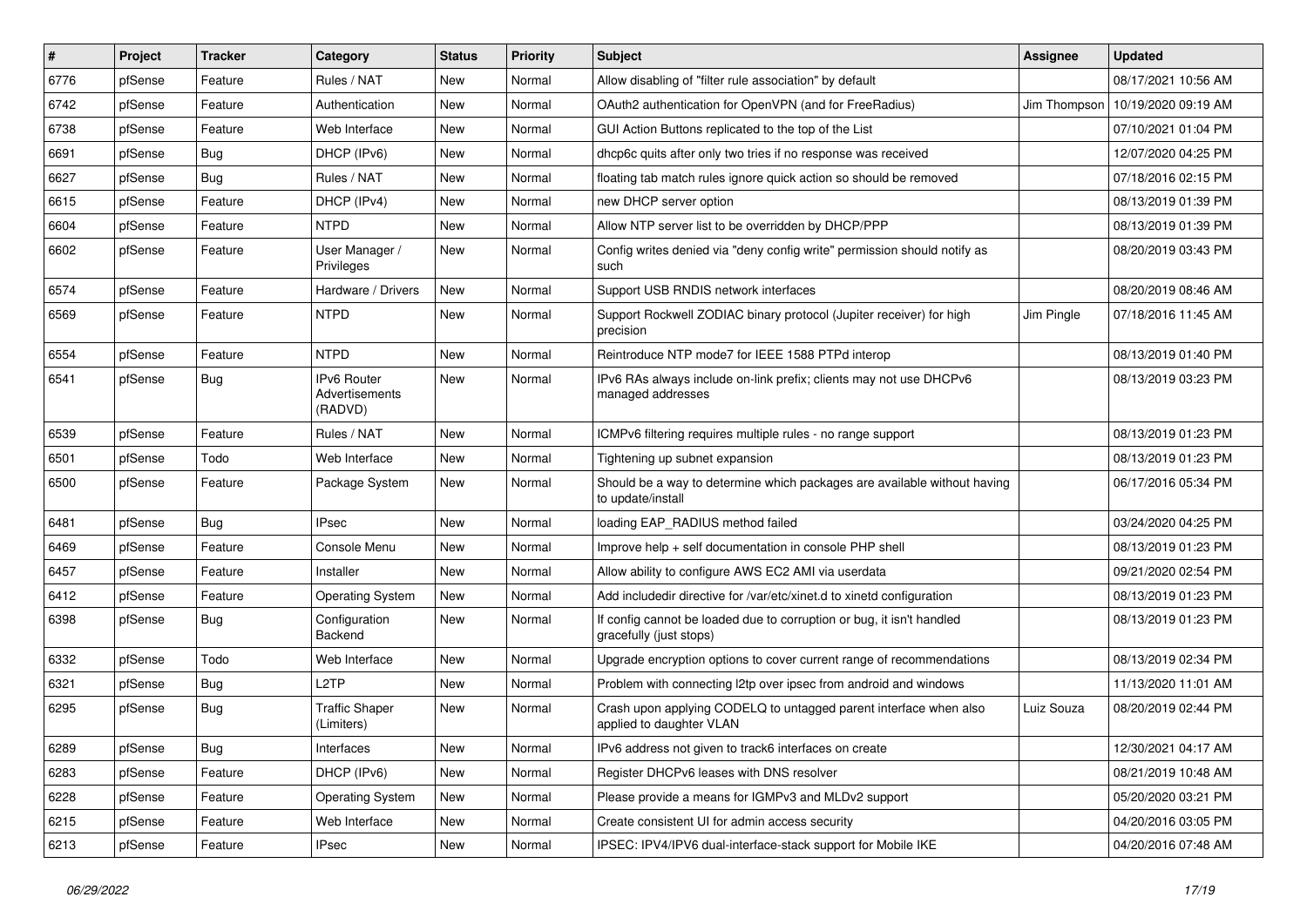| # | Project | Tracker | Category | Status | Priority | Subject | Assignee | Updated |
|---|---|---|---|---|---|---|---|---|
| 6776 | pfSense | Feature | Rules / NAT | New | Normal | Allow disabling of "filter rule association" by default | | 08/17/2021 10:56 AM |
| 6742 | pfSense | Feature | Authentication | New | Normal | OAuth2 authentication for OpenVPN (and for FreeRadius) | Jim Thompson | 10/19/2020 09:19 AM |
| 6738 | pfSense | Feature | Web Interface | New | Normal | GUI Action Buttons replicated to the top of the List | | 07/10/2021 01:04 PM |
| 6691 | pfSense | Bug | DHCP (IPv6) | New | Normal | dhcp6c quits after only two tries if no response was received | | 12/07/2020 04:25 PM |
| 6627 | pfSense | Bug | Rules / NAT | New | Normal | floating tab match rules ignore quick action so should be removed | | 07/18/2016 02:15 PM |
| 6615 | pfSense | Feature | DHCP (IPv4) | New | Normal | new DHCP server option | | 08/13/2019 01:39 PM |
| 6604 | pfSense | Feature | NTPD | New | Normal | Allow NTP server list to be overridden by DHCP/PPP | | 08/13/2019 01:39 PM |
| 6602 | pfSense | Feature | User Manager / Privileges | New | Normal | Config writes denied via "deny config write" permission should notify as such | | 08/20/2019 03:43 PM |
| 6574 | pfSense | Feature | Hardware / Drivers | New | Normal | Support USB RNDIS network interfaces | | 08/20/2019 08:46 AM |
| 6569 | pfSense | Feature | NTPD | New | Normal | Support Rockwell ZODIAC binary protocol (Jupiter receiver) for high precision | Jim Pingle | 07/18/2016 11:45 AM |
| 6554 | pfSense | Feature | NTPD | New | Normal | Reintroduce NTP mode7 for IEEE 1588 PTPd interop | | 08/13/2019 01:40 PM |
| 6541 | pfSense | Bug | IPv6 Router Advertisements (RADVD) | New | Normal | IPv6 RAs always include on-link prefix; clients may not use DHCPv6 managed addresses | | 08/13/2019 03:23 PM |
| 6539 | pfSense | Feature | Rules / NAT | New | Normal | ICMPv6 filtering requires multiple rules - no range support | | 08/13/2019 01:23 PM |
| 6501 | pfSense | Todo | Web Interface | New | Normal | Tightening up subnet expansion | | 08/13/2019 01:23 PM |
| 6500 | pfSense | Feature | Package System | New | Normal | Should be a way to determine which packages are available without having to update/install | | 06/17/2016 05:34 PM |
| 6481 | pfSense | Bug | IPsec | New | Normal | loading EAP_RADIUS method failed | | 03/24/2020 04:25 PM |
| 6469 | pfSense | Feature | Console Menu | New | Normal | Improve help + self documentation in console PHP shell | | 08/13/2019 01:23 PM |
| 6457 | pfSense | Feature | Installer | New | Normal | Allow ability to configure AWS EC2 AMI via userdata | | 09/21/2020 02:54 PM |
| 6412 | pfSense | Feature | Operating System | New | Normal | Add includedir directive for /var/etc/xinet.d to xinetd configuration | | 08/13/2019 01:23 PM |
| 6398 | pfSense | Bug | Configuration Backend | New | Normal | If config cannot be loaded due to corruption or bug, it isn't handled gracefully (just stops) | | 08/13/2019 01:23 PM |
| 6332 | pfSense | Todo | Web Interface | New | Normal | Upgrade encryption options to cover current range of recommendations | | 08/13/2019 02:34 PM |
| 6321 | pfSense | Bug | L2TP | New | Normal | Problem with connecting l2tp over ipsec from android and windows | | 11/13/2020 11:01 AM |
| 6295 | pfSense | Bug | Traffic Shaper (Limiters) | New | Normal | Crash upon applying CODELQ to untagged parent interface when also applied to daughter VLAN | Luiz Souza | 08/20/2019 02:44 PM |
| 6289 | pfSense | Bug | Interfaces | New | Normal | IPv6 address not given to track6 interfaces on create | | 12/30/2021 04:17 AM |
| 6283 | pfSense | Feature | DHCP (IPv6) | New | Normal | Register DHCPv6 leases with DNS resolver | | 08/21/2019 10:48 AM |
| 6228 | pfSense | Feature | Operating System | New | Normal | Please provide a means for IGMPv3 and MLDv2 support | | 05/20/2020 03:21 PM |
| 6215 | pfSense | Feature | Web Interface | New | Normal | Create consistent UI for admin access security | | 04/20/2016 03:05 PM |
| 6213 | pfSense | Feature | IPsec | New | Normal | IPSEC: IPV4/IPV6 dual-interface-stack support for Mobile IKE | | 04/20/2016 07:48 AM |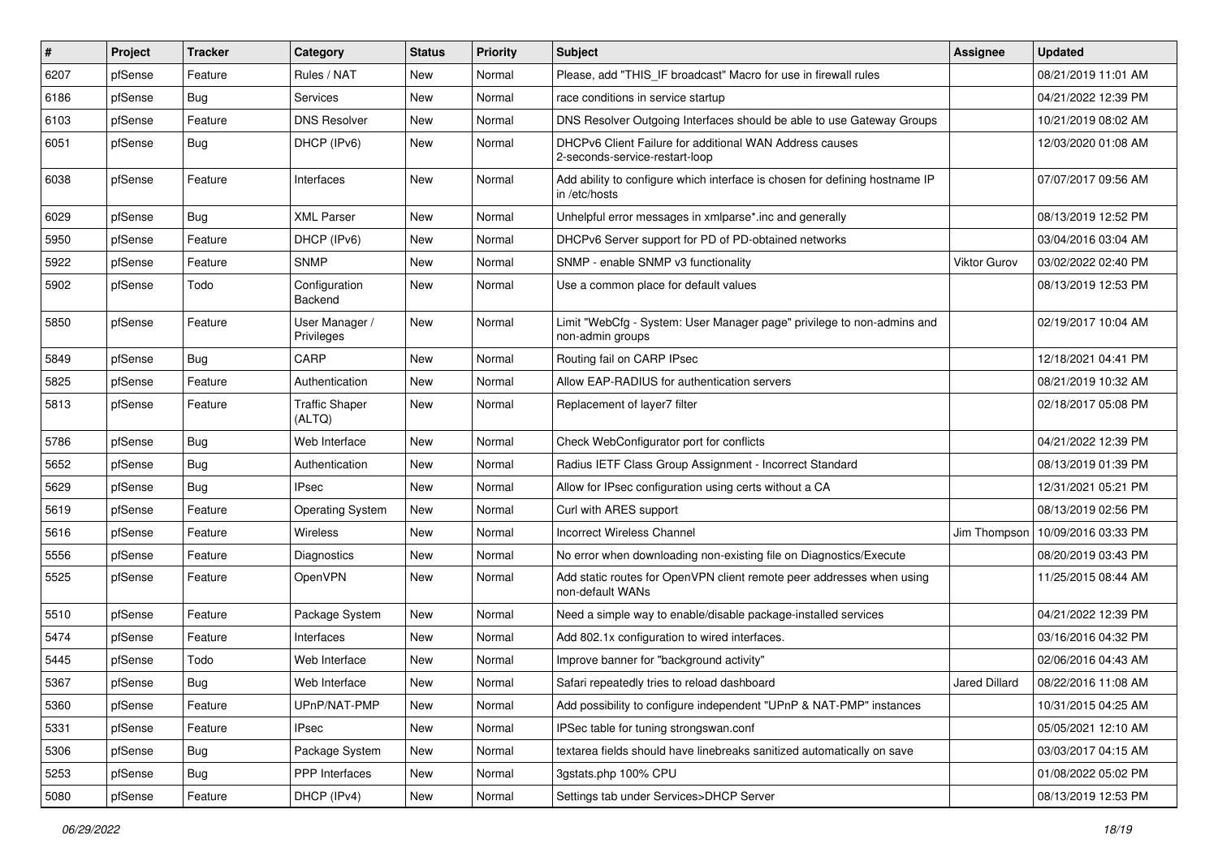| # | Project | Tracker | Category | Status | Priority | Subject | Assignee | Updated |
|---|---|---|---|---|---|---|---|---|
| 6207 | pfSense | Feature | Rules / NAT | New | Normal | Please, add "THIS_IF broadcast" Macro for use in firewall rules | | 08/21/2019 11:01 AM |
| 6186 | pfSense | Bug | Services | New | Normal | race conditions in service startup | | 04/21/2022 12:39 PM |
| 6103 | pfSense | Feature | DNS Resolver | New | Normal | DNS Resolver Outgoing Interfaces should be able to use Gateway Groups | | 10/21/2019 08:02 AM |
| 6051 | pfSense | Bug | DHCP (IPv6) | New | Normal | DHCPv6 Client Failure for additional WAN Address causes 2-seconds-service-restart-loop | | 12/03/2020 01:08 AM |
| 6038 | pfSense | Feature | Interfaces | New | Normal | Add ability to configure which interface is chosen for defining hostname IP in /etc/hosts | | 07/07/2017 09:56 AM |
| 6029 | pfSense | Bug | XML Parser | New | Normal | Unhelpful error messages in xmlparse*.inc and generally | | 08/13/2019 12:52 PM |
| 5950 | pfSense | Feature | DHCP (IPv6) | New | Normal | DHCPv6 Server support for PD of PD-obtained networks | | 03/04/2016 03:04 AM |
| 5922 | pfSense | Feature | SNMP | New | Normal | SNMP - enable SNMP v3 functionality | Viktor Gurov | 03/02/2022 02:40 PM |
| 5902 | pfSense | Todo | Configuration Backend | New | Normal | Use a common place for default values | | 08/13/2019 12:53 PM |
| 5850 | pfSense | Feature | User Manager / Privileges | New | Normal | Limit "WebCfg - System: User Manager page" privilege to non-admins and non-admin groups | | 02/19/2017 10:04 AM |
| 5849 | pfSense | Bug | CARP | New | Normal | Routing fail on CARP IPsec | | 12/18/2021 04:41 PM |
| 5825 | pfSense | Feature | Authentication | New | Normal | Allow EAP-RADIUS for authentication servers | | 08/21/2019 10:32 AM |
| 5813 | pfSense | Feature | Traffic Shaper (ALTQ) | New | Normal | Replacement of layer7 filter | | 02/18/2017 05:08 PM |
| 5786 | pfSense | Bug | Web Interface | New | Normal | Check WebConfigurator port for conflicts | | 04/21/2022 12:39 PM |
| 5652 | pfSense | Bug | Authentication | New | Normal | Radius IETF Class Group Assignment - Incorrect Standard | | 08/13/2019 01:39 PM |
| 5629 | pfSense | Bug | IPsec | New | Normal | Allow for IPsec configuration using certs without a CA | | 12/31/2021 05:21 PM |
| 5619 | pfSense | Feature | Operating System | New | Normal | Curl with ARES support | | 08/13/2019 02:56 PM |
| 5616 | pfSense | Feature | Wireless | New | Normal | Incorrect Wireless Channel | Jim Thompson | 10/09/2016 03:33 PM |
| 5556 | pfSense | Feature | Diagnostics | New | Normal | No error when downloading non-existing file on Diagnostics/Execute | | 08/20/2019 03:43 PM |
| 5525 | pfSense | Feature | OpenVPN | New | Normal | Add static routes for OpenVPN client remote peer addresses when using non-default WANs | | 11/25/2015 08:44 AM |
| 5510 | pfSense | Feature | Package System | New | Normal | Need a simple way to enable/disable package-installed services | | 04/21/2022 12:39 PM |
| 5474 | pfSense | Feature | Interfaces | New | Normal | Add 802.1x configuration to wired interfaces. | | 03/16/2016 04:32 PM |
| 5445 | pfSense | Todo | Web Interface | New | Normal | Improve banner for "background activity" | | 02/06/2016 04:43 AM |
| 5367 | pfSense | Bug | Web Interface | New | Normal | Safari repeatedly tries to reload dashboard | Jared Dillard | 08/22/2016 11:08 AM |
| 5360 | pfSense | Feature | UPnP/NAT-PMP | New | Normal | Add possibility to configure independent "UPnP & NAT-PMP" instances | | 10/31/2015 04:25 AM |
| 5331 | pfSense | Feature | IPsec | New | Normal | IPSec table for tuning strongswan.conf | | 05/05/2021 12:10 AM |
| 5306 | pfSense | Bug | Package System | New | Normal | textarea fields should have linebreaks sanitized automatically on save | | 03/03/2017 04:15 AM |
| 5253 | pfSense | Bug | PPP Interfaces | New | Normal | 3gstats.php 100% CPU | | 01/08/2022 05:02 PM |
| 5080 | pfSense | Feature | DHCP (IPv4) | New | Normal | Settings tab under Services>DHCP Server | | 08/13/2019 12:53 PM |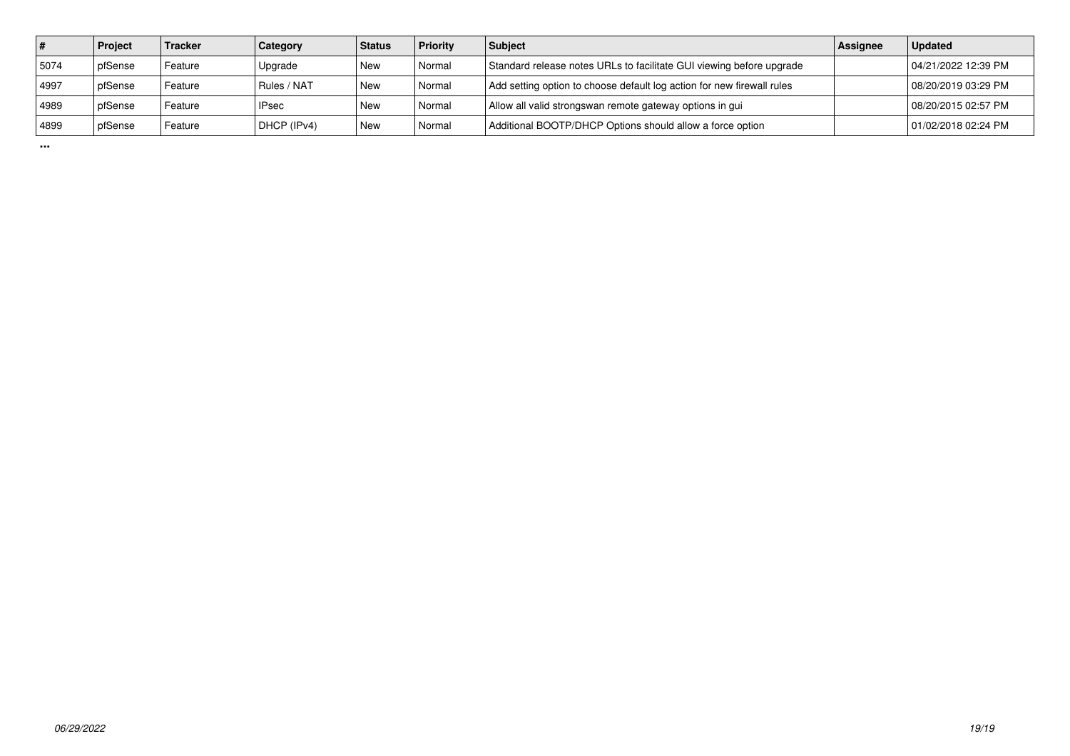| # | Project | Tracker | Category | Status | Priority | Subject | Assignee | Updated |
|---|---|---|---|---|---|---|---|---|
| 5074 | pfSense | Feature | Upgrade | New | Normal | Standard release notes URLs to facilitate GUI viewing before upgrade | | 04/21/2022 12:39 PM |
| 4997 | pfSense | Feature | Rules / NAT | New | Normal | Add setting option to choose default log action for new firewall rules | | 08/20/2019 03:29 PM |
| 4989 | pfSense | Feature | IPsec | New | Normal | Allow all valid strongswan remote gateway options in gui | | 08/20/2015 02:57 PM |
| 4899 | pfSense | Feature | DHCP (IPv4) | New | Normal | Additional BOOTP/DHCP Options should allow a force option | | 01/02/2018 02:24 PM |

...